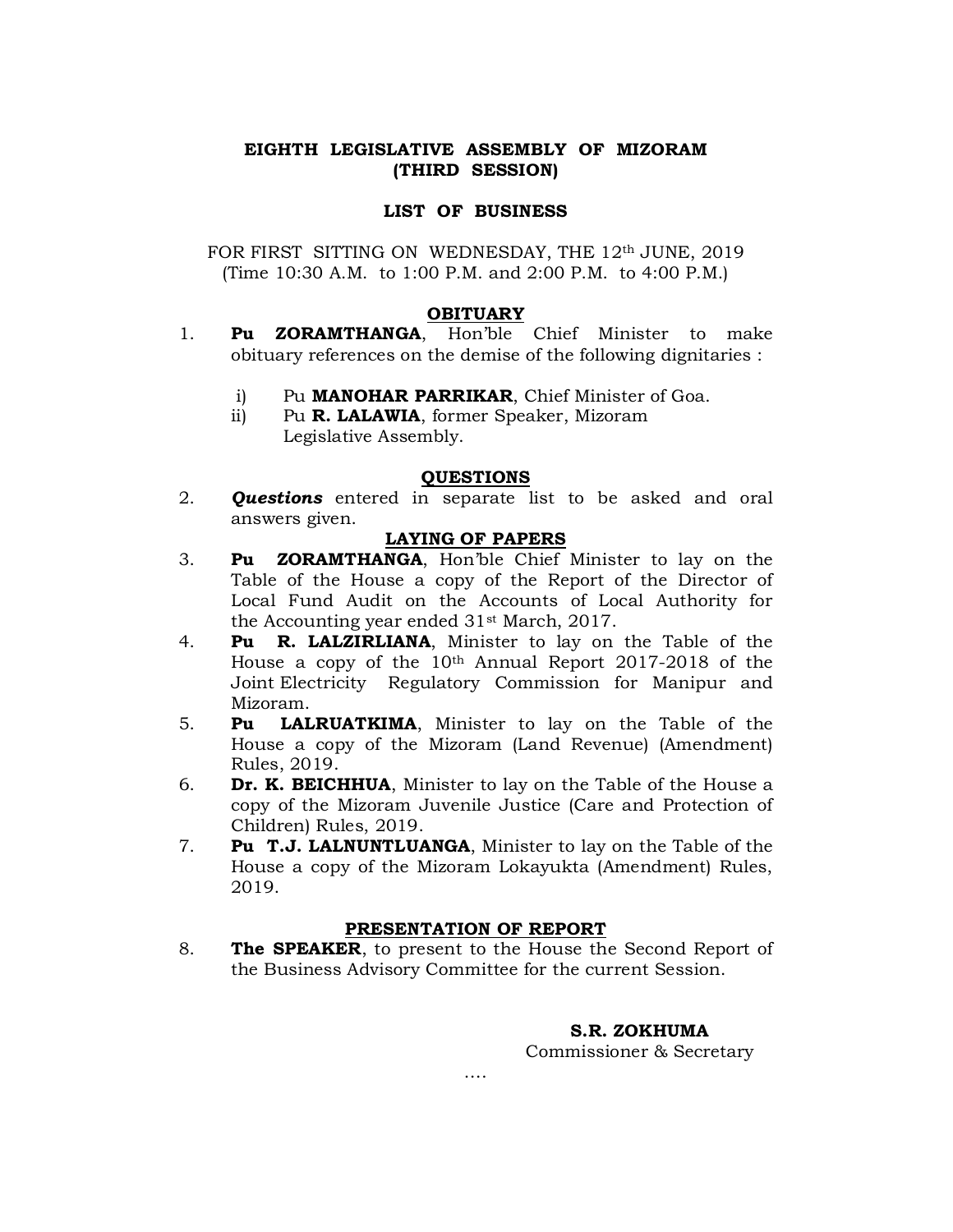# EIGHTH LEGISLATIVE ASSEMBLY OF MIZORAM
# (THIRD SESSION)

## LIST OF BUSINESS

FOR FIRST SITTING ON WEDNESDAY, THE 12th JUNE, 2019
(Time 10:30 A.M. to 1:00 P.M. and 2:00 P.M. to 4:00 P.M.)

### OBITUARY

1. **Pu ZORAMTHANGA**, Hon'ble Chief Minister to make obituary references on the demise of the following dignitaries :

   i) Pu **MANOHAR PARRIKAR**, Chief Minister of Goa.
   
   ii) Pu **R. LALAWIA**, former Speaker, Mizoram Legislative Assembly.

### QUESTIONS

2. ***Questions*** entered in separate list to be asked and oral answers given.

### LAYING OF PAPERS

3. **Pu ZORAMTHANGA**, Hon'ble Chief Minister to lay on the Table of the House a copy of the Report of the Director of Local Fund Audit on the Accounts of Local Authority for the Accounting year ended 31st March, 2017.
4. **Pu R. LALZIRLIANA**, Minister to lay on the Table of the House a copy of the 10th Annual Report 2017-2018 of the Joint Electricity Regulatory Commission for Manipur and Mizoram.
5. **Pu LALRUATKIMA**, Minister to lay on the Table of the House a copy of the Mizoram (Land Revenue) (Amendment) Rules, 2019.
6. **Dr. K. BEICHHUA**, Minister to lay on the Table of the House a copy of the Mizoram Juvenile Justice (Care and Protection of Children) Rules, 2019.
7. **Pu T.J. LALNUNTLUANGA**, Minister to lay on the Table of the House a copy of the Mizoram Lokayukta (Amendment) Rules, 2019.

### PRESENTATION OF REPORT

8. **The SPEAKER**, to present to the House the Second Report of the Business Advisory Committee for the current Session.

**S.R. ZOKHUMA**
Commissioner & Secretary

….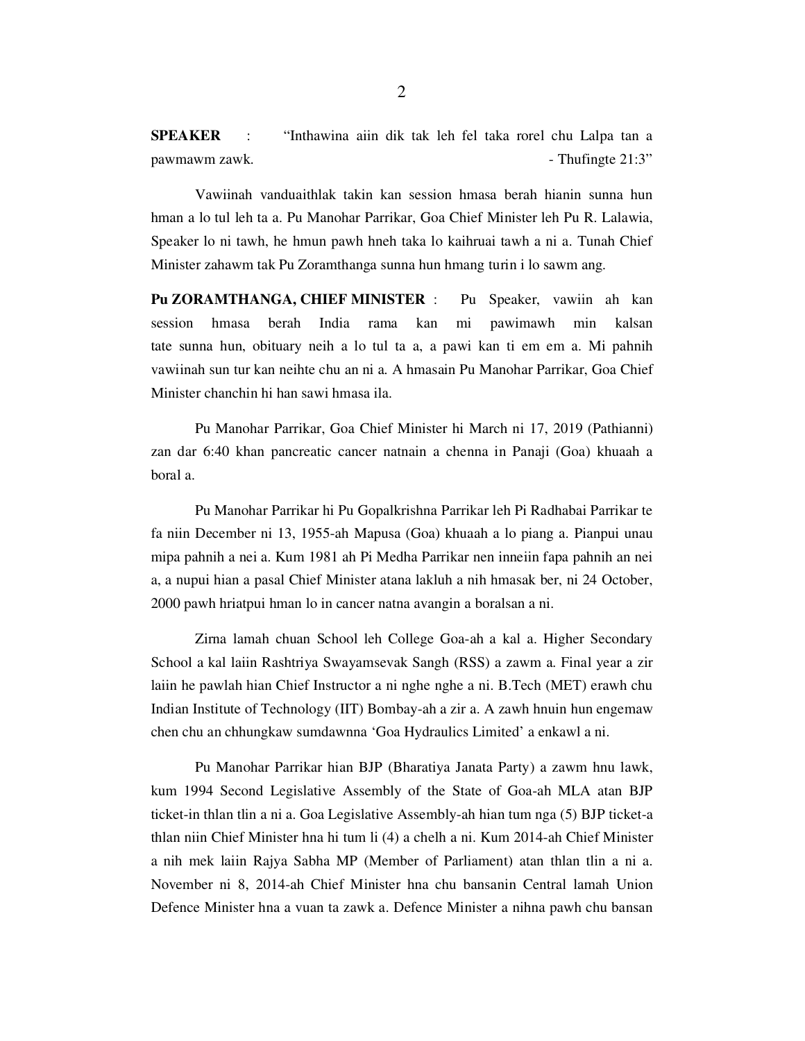**SPEAKER** : "Inthawina aiin dik tak leh fel taka rorel chu Lalpa tan a pawmawm zawk. - Thufingte 21:3"

Vawiinah vanduaithlak takin kan session hmasa berah hianin sunna hun hman a lo tul leh ta a. Pu Manohar Parrikar, Goa Chief Minister leh Pu R. Lalawia, Speaker lo ni tawh, he hmun pawh hneh taka lo kaihruai tawh a ni a. Tunah Chief Minister zahawm tak Pu Zoramthanga sunna hun hmang turin i lo sawm ang.

**Pu ZORAMTHANGA, CHIEF MINISTER** : Pu Speaker, vawiin ah kan session hmasa berah India rama kan mi pawimawh min kalsan tate sunna hun, obituary neih a lo tul ta a, a pawi kan ti em em a. Mi pahnih vawiinah sun tur kan neihte chu an ni a. A hmasain Pu Manohar Parrikar, Goa Chief Minister chanchin hi han sawi hmasa ila.

Pu Manohar Parrikar, Goa Chief Minister hi March ni 17, 2019 (Pathianni) zan dar 6:40 khan pancreatic cancer natnain a chenna in Panaji (Goa) khuaah a boral a.

Pu Manohar Parrikar hi Pu Gopalkrishna Parrikar leh Pi Radhabai Parrikar te fa niin December ni 13, 1955-ah Mapusa (Goa) khuaah a lo piang a. Pianpui unau mipa pahnih a nei a. Kum 1981 ah Pi Medha Parrikar nen inneiin fapa pahnih an nei a, a nupui hian a pasal Chief Minister atana lakluh a nih hmasak ber, ni 24 October, 2000 pawh hriatpui hman lo in cancer natna avangin a boralsan a ni.

Zirna lamah chuan School leh College Goa-ah a kal a. Higher Secondary School a kal laiin Rashtriya Swayamsevak Sangh (RSS) a zawm a. Final year a zir laiin he pawlah hian Chief Instructor a ni nghe nghe a ni. B.Tech (MET) erawh chu Indian Institute of Technology (IIT) Bombay-ah a zir a. A zawh hnuin hun engemaw chen chu an chhungkaw sumdawnna 'Goa Hydraulics Limited' a enkawl a ni.

Pu Manohar Parrikar hian BJP (Bharatiya Janata Party) a zawm hnu lawk, kum 1994 Second Legislative Assembly of the State of Goa-ah MLA atan BJP ticket-in thlan tlin a ni a. Goa Legislative Assembly-ah hian tum nga (5) BJP ticket-a thlan niin Chief Minister hna hi tum li (4) a chelh a ni. Kum 2014-ah Chief Minister a nih mek laiin Rajya Sabha MP (Member of Parliament) atan thlan tlin a ni a. November ni 8, 2014-ah Chief Minister hna chu bansanin Central lamah Union Defence Minister hna a vuan ta zawk a. Defence Minister a nihna pawh chu bansan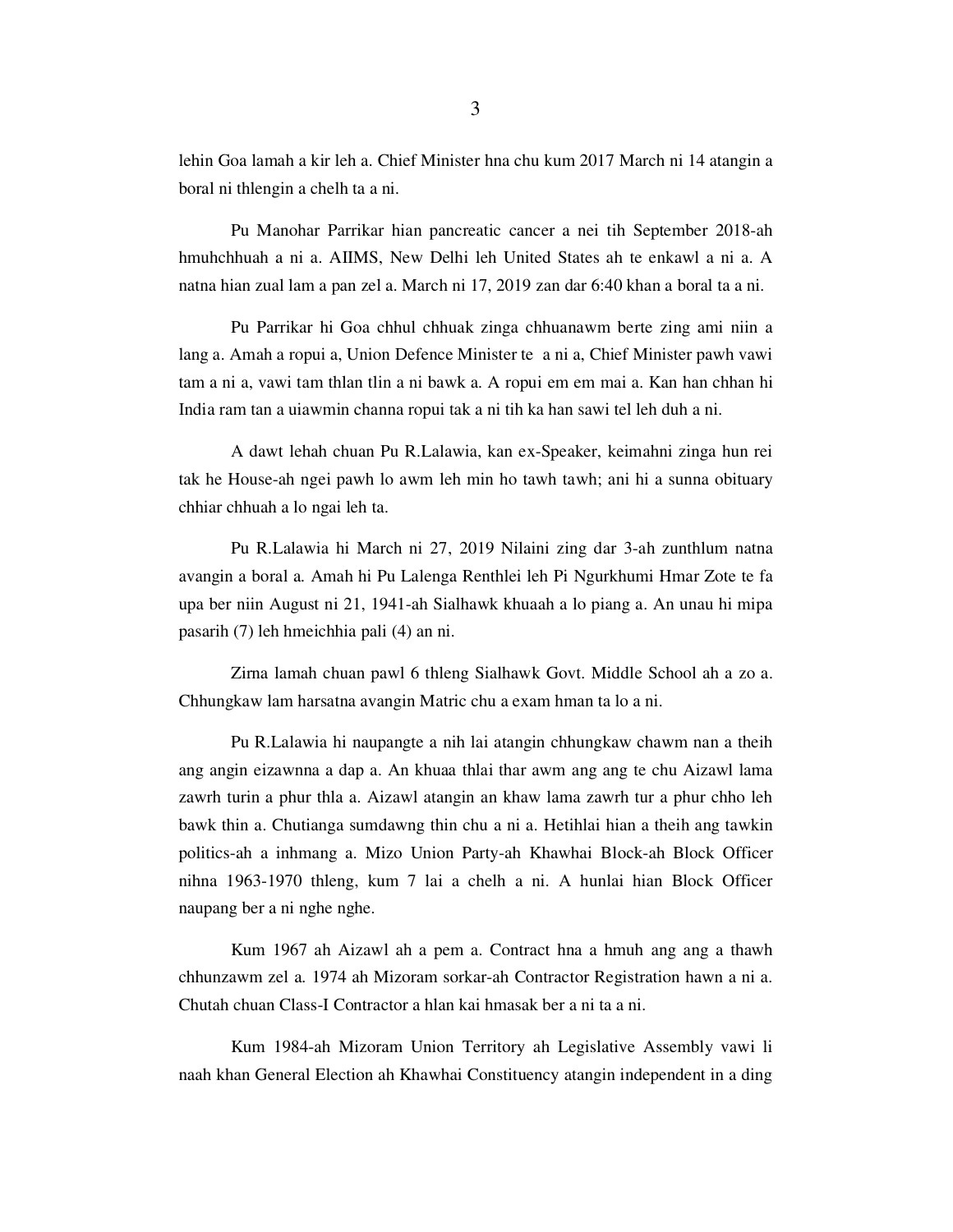lehin Goa lamah a kir leh a. Chief Minister hna chu kum 2017 March ni 14 atangin a boral ni thlengin a chelh ta a ni.

Pu Manohar Parrikar hian pancreatic cancer a nei tih September 2018-ah hmuhchhuah a ni a. AIIMS, New Delhi leh United States ah te enkawl a ni a. A natna hian zual lam a pan zel a. March ni 17, 2019 zan dar 6:40 khan a boral ta a ni.

Pu Parrikar hi Goa chhul chhuak zinga chhuanawm berte zing ami niin a lang a. Amah a ropui a, Union Defence Minister te a ni a, Chief Minister pawh vawi tam a ni a, vawi tam thlan tlin a ni bawk a. A ropui em em mai a. Kan han chhan hi India ram tan a uiawmin channa ropui tak a ni tih ka han sawi tel leh duh a ni.

A dawt lehah chuan Pu R.Lalawia, kan ex-Speaker, keimahni zinga hun rei tak he House-ah ngei pawh lo awm leh min ho tawh tawh; ani hi a sunna obituary chhiar chhuah a lo ngai leh ta.

Pu R.Lalawia hi March ni 27, 2019 Nilaini zing dar 3-ah zunthlum natna avangin a boral a. Amah hi Pu Lalenga Renthlei leh Pi Ngurkhumi Hmar Zote te fa upa ber niin August ni 21, 1941-ah Sialhawk khuaah a lo piang a. An unau hi mipa pasarih (7) leh hmeichhia pali (4) an ni.

Zirna lamah chuan pawl 6 thleng Sialhawk Govt. Middle School ah a zo a. Chhungkaw lam harsatna avangin Matric chu a exam hman ta lo a ni.

Pu R.Lalawia hi naupangte a nih lai atangin chhungkaw chawm nan a theih ang angin eizawnna a dap a. An khuaa thlai thar awm ang ang te chu Aizawl lama zawrh turin a phur thla a. Aizawl atangin an khaw lama zawrh tur a phur chho leh bawk thin a. Chutianga sumdawng thin chu a ni a. Hetihlai hian a theih ang tawkin politics-ah a inhmang a. Mizo Union Party-ah Khawhai Block-ah Block Officer nihna 1963-1970 thleng, kum 7 lai a chelh a ni. A hunlai hian Block Officer naupang ber a ni nghe nghe.

Kum 1967 ah Aizawl ah a pem a. Contract hna a hmuh ang ang a thawh chhunzawm zel a. 1974 ah Mizoram sorkar-ah Contractor Registration hawn a ni a. Chutah chuan Class-I Contractor a hlan kai hmasak ber a ni ta a ni.

Kum 1984-ah Mizoram Union Territory ah Legislative Assembly vawi li naah khan General Election ah Khawhai Constituency atangin independent in a ding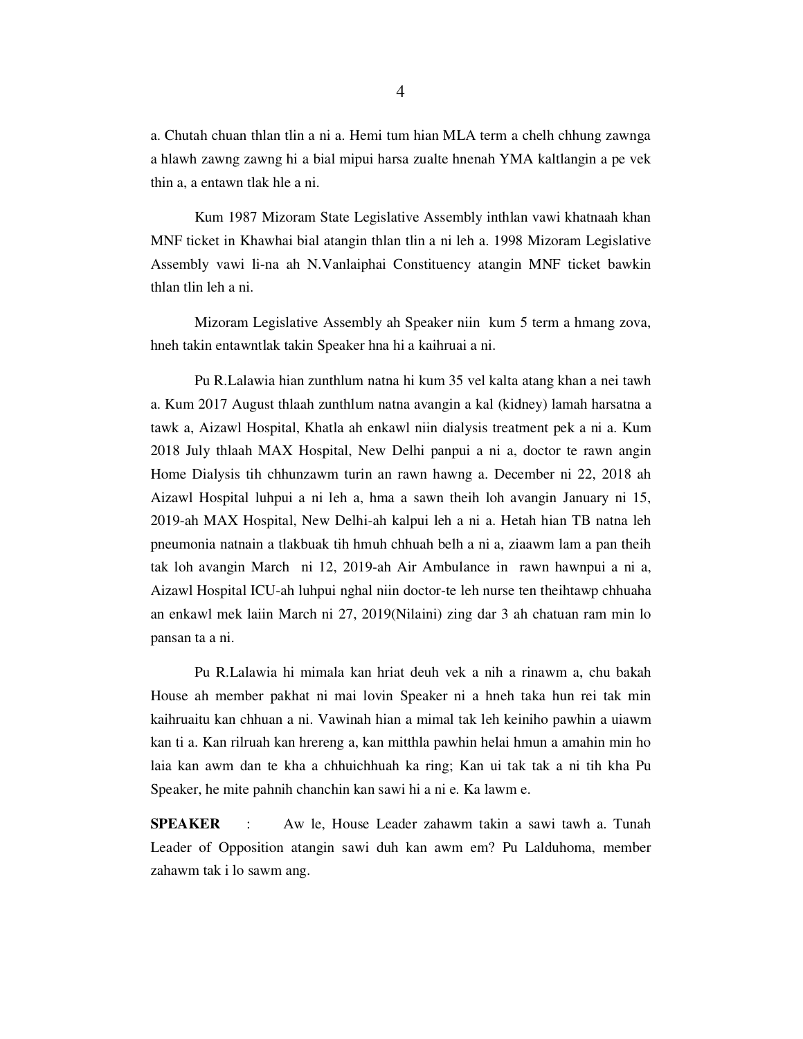a. Chutah chuan thlan tlin a ni a. Hemi tum hian MLA term a chelh chhung zawnga a hlawh zawng zawng hi a bial mipui harsa zualte hnenah YMA kaltlangin a pe vek thin a, a entawn tlak hle a ni.

Kum 1987 Mizoram State Legislative Assembly inthlan vawi khatnaah khan MNF ticket in Khawhai bial atangin thlan tlin a ni leh a. 1998 Mizoram Legislative Assembly vawi li-na ah N.Vanlaiphai Constituency atangin MNF ticket bawkin thlan tlin leh a ni.

Mizoram Legislative Assembly ah Speaker niin kum 5 term a hmang zova, hneh takin entawntlak takin Speaker hna hi a kaihruai a ni.

Pu R.Lalawia hian zunthlum natna hi kum 35 vel kalta atang khan a nei tawh a. Kum 2017 August thlaah zunthlum natna avangin a kal (kidney) lamah harsatna a tawk a, Aizawl Hospital, Khatla ah enkawl niin dialysis treatment pek a ni a. Kum 2018 July thlaah MAX Hospital, New Delhi panpui a ni a, doctor te rawn angin Home Dialysis tih chhunzawm turin an rawn hawng a. December ni 22, 2018 ah Aizawl Hospital luhpui a ni leh a, hma a sawn theih loh avangin January ni 15, 2019-ah MAX Hospital, New Delhi-ah kalpui leh a ni a. Hetah hian TB natna leh pneumonia natnain a tlakbuak tih hmuh chhuah belh a ni a, ziaawm lam a pan theih tak loh avangin March ni 12, 2019-ah Air Ambulance in rawn hawnpui a ni a, Aizawl Hospital ICU-ah luhpui nghal niin doctor-te leh nurse ten theihtawp chhuaha an enkawl mek laiin March ni 27, 2019(Nilaini) zing dar 3 ah chatuan ram min lo pansan ta a ni.

Pu R.Lalawia hi mimala kan hriat deuh vek a nih a rinawm a, chu bakah House ah member pakhat ni mai lovin Speaker ni a hneh taka hun rei tak min kaihruaitu kan chhuan a ni. Vawinah hian a mimal tak leh keiniho pawhin a uiawm kan ti a. Kan rilruah kan hrereng a, kan mitthla pawhin helai hmun a amahin min ho laia kan awm dan te kha a chhuichhuah ka ring; Kan ui tak tak a ni tih kha Pu Speaker, he mite pahnih chanchin kan sawi hi a ni e. Ka lawm e.

**SPEAKER** : Aw le, House Leader zahawm takin a sawi tawh a. Tunah Leader of Opposition atangin sawi duh kan awm em? Pu Lalduhoma, member zahawm tak i lo sawm ang.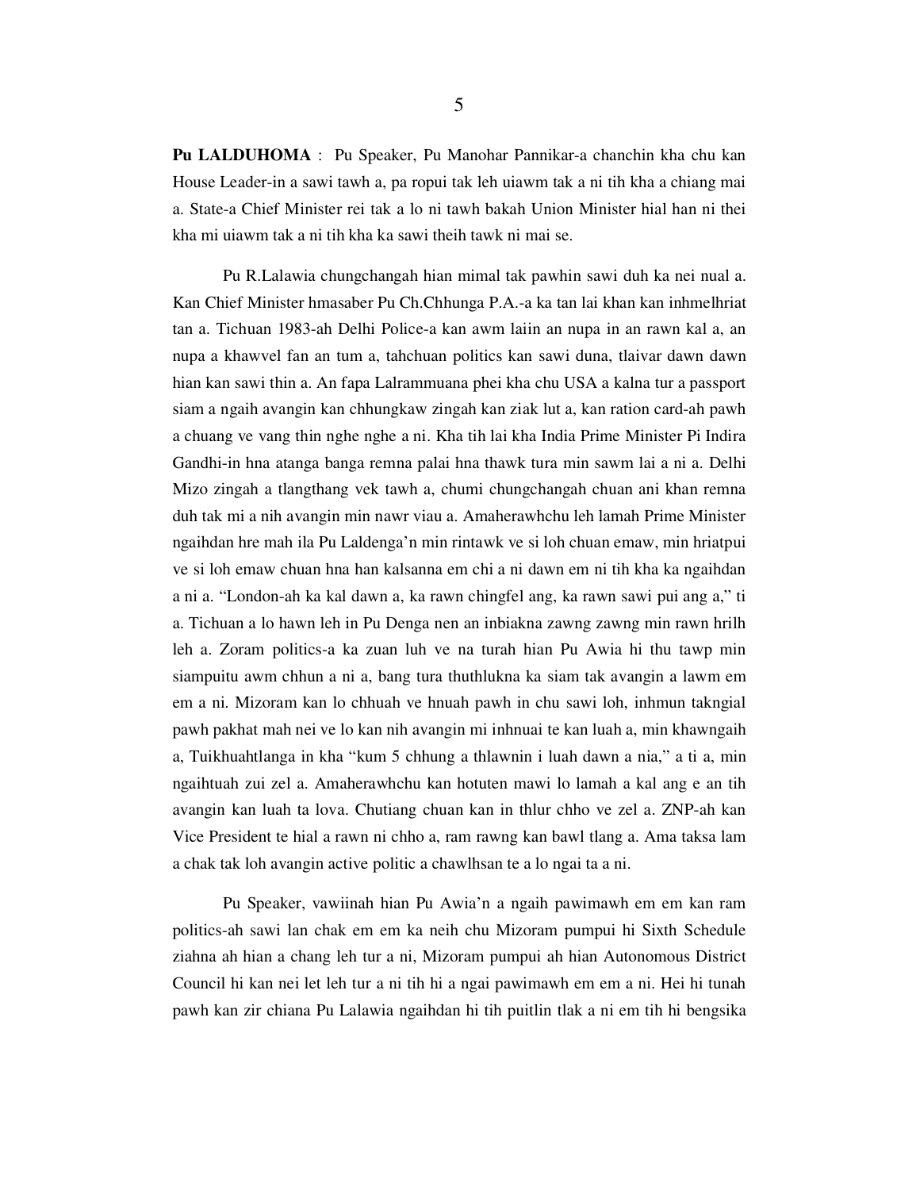**Pu LALDUHOMA** : Pu Speaker, Pu Manohar Pannikar-a chanchin kha chu kan House Leader-in a sawi tawh a, pa ropui tak leh uiawm tak a ni tih kha a chiang mai a. State-a Chief Minister rei tak a lo ni tawh bakah Union Minister hial han ni thei kha mi uiawm tak a ni tih kha ka sawi theih tawk ni mai se.

Pu R.Lalawia chungchangah hian mimal tak pawhin sawi duh ka nei nual a. Kan Chief Minister hmasaber Pu Ch.Chhunga P.A.-a ka tan lai khan kan inhmelhriat tan a. Tichuan 1983-ah Delhi Police-a kan awm laiin an nupa in an rawn kal a, an nupa a khawvel fan an tum a, tahchuan politics kan sawi duna, tlaivar dawn dawn hian kan sawi thin a. An fapa Lalrammuana phei kha chu USA a kalna tur a passport siam a ngaih avangin kan chhungkaw zingah kan ziak lut a, kan ration card-ah pawh a chuang ve vang thin nghe nghe a ni. Kha tih lai kha India Prime Minister Pi Indira Gandhi-in hna atanga banga remna palai hna thawk tura min sawm lai a ni a. Delhi Mizo zingah a tlangthang vek tawh a, chumi chungchangah chuan ani khan remna duh tak mi a nih avangin min nawr viau a. Amaherawhchu leh lamah Prime Minister ngaihdan hre mah ila Pu Laldenga'n min rintawk ve si loh chuan emaw, min hriatpui ve si loh emaw chuan hna han kalsanna em chi a ni dawn em ni tih kha ka ngaihdan a ni a. "London-ah ka kal dawn a, ka rawn chingfel ang, ka rawn sawi pui ang a," ti a. Tichuan a lo hawn leh in Pu Denga nen an inbiakna zawng zawng min rawn hrilh leh a. Zoram politics-a ka zuan luh ve na turah hian Pu Awia hi thu tawp min siampuitu awm chhun a ni a, bang tura thuthlukna ka siam tak avangin a lawm em em a ni. Mizoram kan lo chhuah ve hnuah pawh in chu sawi loh, inhmun takngial pawh pakhat mah nei ve lo kan nih avangin mi inhnuai te kan luah a, min khawngaih a, Tuikhuahtlanga in kha "kum 5 chhung a thlawnin i luah dawn a nia," a ti a, min ngaihtuah zui zel a. Amaherawhchu kan hotuten mawi lo lamah a kal ang e an tih avangin kan luah ta lova. Chutiang chuan kan in thlur chho ve zel a. ZNP-ah kan Vice President te hial a rawn ni chho a, ram rawng kan bawl tlang a. Ama taksa lam a chak tak loh avangin active politic a chawlhsan te a lo ngai ta a ni.

Pu Speaker, vawiinah hian Pu Awia'n a ngaih pawimawh em em kan ram politics-ah sawi lan chak em em ka neih chu Mizoram pumpui hi Sixth Schedule ziahna ah hian a chang leh tur a ni, Mizoram pumpui ah hian Autonomous District Council hi kan nei let leh tur a ni tih hi a ngai pawimawh em em a ni. Hei hi tunah pawh kan zir chiana Pu Lalawia ngaihdan hi tih puitlin tlak a ni em tih hi bengsika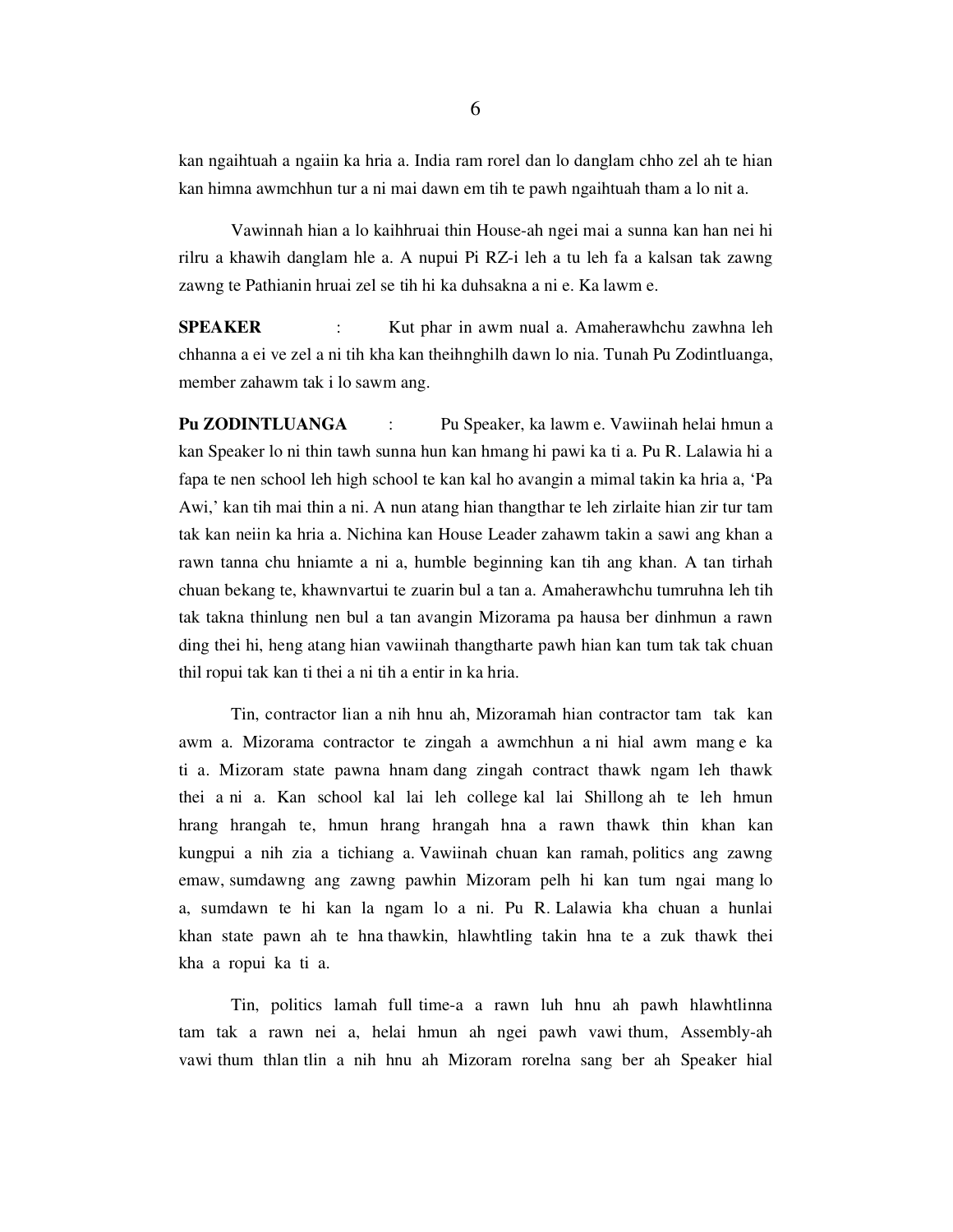kan ngaihtuah a ngaiin ka hria a. India ram rorel dan lo danglam chho zel ah te hian kan himna awmchhun tur a ni mai dawn em tih te pawh ngaihtuah tham a lo nit a.

Vawinnah hian a lo kaihhruai thin House-ah ngei mai a sunna kan han nei hi rilru a khawih danglam hle a. A nupui Pi RZ-i leh a tu leh fa a kalsan tak zawng zawng te Pathianin hruai zel se tih hi ka duhsakna a ni e. Ka lawm e.

**SPEAKER** : Kut phar in awm nual a. Amaherawhchu zawhna leh chhanna a ei ve zel a ni tih kha kan theihnghilh dawn lo nia. Tunah Pu Zodintluanga, member zahawm tak i lo sawm ang.

**Pu ZODINTLUANGA** : Pu Speaker, ka lawm e. Vawiinah helai hmun a kan Speaker lo ni thin tawh sunna hun kan hmang hi pawi ka ti a. Pu R. Lalawia hi a fapa te nen school leh high school te kan kal ho avangin a mimal takin ka hria a, 'Pa Awi,' kan tih mai thin a ni. A nun atang hian thangthar te leh zirlaite hian zir tur tam tak kan neiin ka hria a. Nichina kan House Leader zahawm takin a sawi ang khan a rawn tanna chu hniamte a ni a, humble beginning kan tih ang khan. A tan tirhah chuan bekang te, khawnvartui te zuarin bul a tan a. Amaherawhchu tumruhna leh tih tak takna thinlung nen bul a tan avangin Mizorama pa hausa ber dinhmun a rawn ding thei hi, heng atang hian vawiinah thangtharte pawh hian kan tum tak tak chuan thil ropui tak kan ti thei a ni tih a entir in ka hria.

Tin, contractor lian a nih hnu ah, Mizoramah hian contractor tam tak kan awm a. Mizorama contractor te zingah a awmchhun a ni hial awm mang e ka ti a. Mizoram state pawna hnam dang zingah contract thawk ngam leh thawk thei a ni a. Kan school kal lai leh college kal lai Shillong ah te leh hmun hrang hrangah te, hmun hrang hrangah hna a rawn thawk thin khan kan kungpui a nih zia a tichiang a. Vawiinah chuan kan ramah, politics ang zawng emaw, sumdawng ang zawng pawhin Mizoram pelh hi kan tum ngai mang lo a, sumdawn te hi kan la ngam lo a ni. Pu R. Lalawia kha chuan a hunlai khan state pawn ah te hna thawkin, hlawhtling takin hna te a zuk thawk thei kha a ropui ka ti a.

Tin, politics lamah full time-a a rawn luh hnu ah pawh hlawhtlinna tam tak a rawn nei a, helai hmun ah ngei pawh vawi thum, Assembly-ah vawi thum thlan tlin a nih hnu ah Mizoram rorelna sang ber ah Speaker hial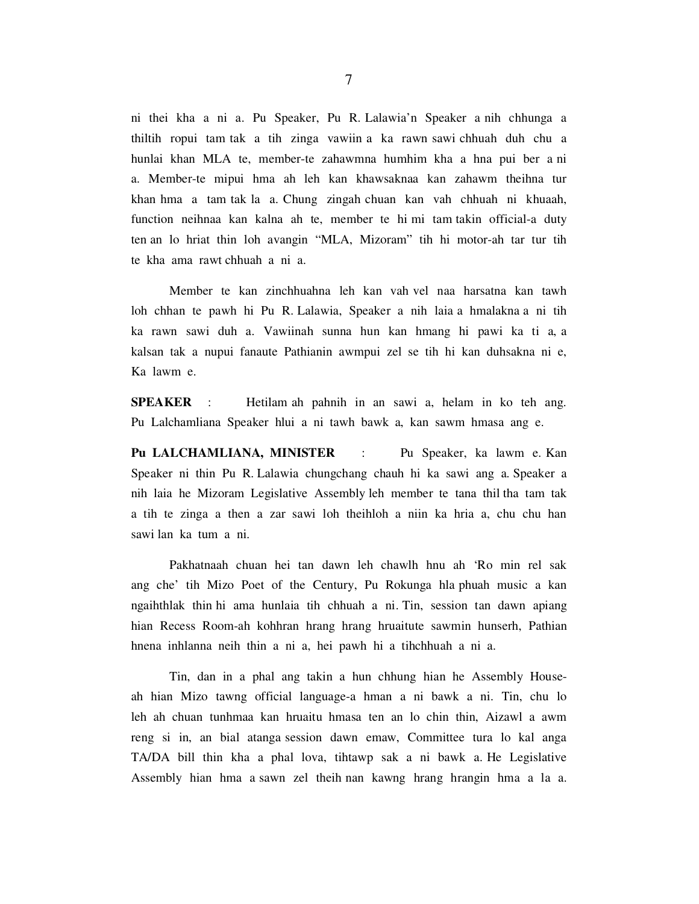ni thei kha a ni a. Pu Speaker, Pu R. Lalawia'n Speaker a nih chhunga a thiltih ropui tam tak a tih zinga vawiin a ka rawn sawi chhuah duh chu a hunlai khan MLA te, member-te zahawmna humhim kha a hna pui ber a ni a. Member-te mipui hma ah leh kan khawsaknaa kan zahawm theihna tur khan hma a tam tak la a. Chung zingah chuan kan vah chhuah ni khuaah, function neihnaa kan kalna ah te, member te hi mi tam takin official-a duty ten an lo hriat thin loh avangin "MLA, Mizoram" tih hi motor-ah tar tur tih te kha ama rawt chhuah a ni a.

Member te kan zinchhuahna leh kan vah vel naa harsatna kan tawh loh chhan te pawh hi Pu R. Lalawia, Speaker a nih laia a hmalakna a ni tih ka rawn sawi duh a. Vawiinah sunna hun kan hmang hi pawi ka ti a, a kalsan tak a nupui fanaute Pathianin awmpui zel se tih hi kan duhsakna ni e, Ka lawm e.

**SPEAKER** : Hetilam ah pahnih in an sawi a, helam in ko teh ang. Pu Lalchamliana Speaker hlui a ni tawh bawk a, kan sawm hmasa ang e.

**Pu LALCHAMLIANA, MINISTER** : Pu Speaker, ka lawm e. Kan Speaker ni thin Pu R. Lalawia chungchang chauh hi ka sawi ang a. Speaker a nih laia he Mizoram Legislative Assembly leh member te tana thil tha tam tak a tih te zinga a then a zar sawi loh theihloh a niin ka hria a, chu chu han sawi lan ka tum a ni.

Pakhatnaah chuan hei tan dawn leh chawlh hnu ah 'Ro min rel sak ang che' tih Mizo Poet of the Century, Pu Rokunga hla phuah music a kan ngaihthlak thin hi ama hunlaia tih chhuah a ni. Tin, session tan dawn apiang hian Recess Room-ah kohhran hrang hrang hruaitute sawmin hunserh, Pathian hnena inhlanna neih thin a ni a, hei pawh hi a tihchhuah a ni a.

Tin, dan in a phal ang takin a hun chhung hian he Assembly House-ah hian Mizo tawng official language-a hman a ni bawk a ni. Tin, chu lo leh ah chuan tunhmaa kan hruaitu hmasa ten an lo chin thin, Aizawl a awm reng si in, an bial atanga session dawn emaw, Committee tura lo kal anga TA/DA bill thin kha a phal lova, tihtawp sak a ni bawk a. He Legislative Assembly hian hma a sawn zel theih nan kawng hrang hrangin hma a la a.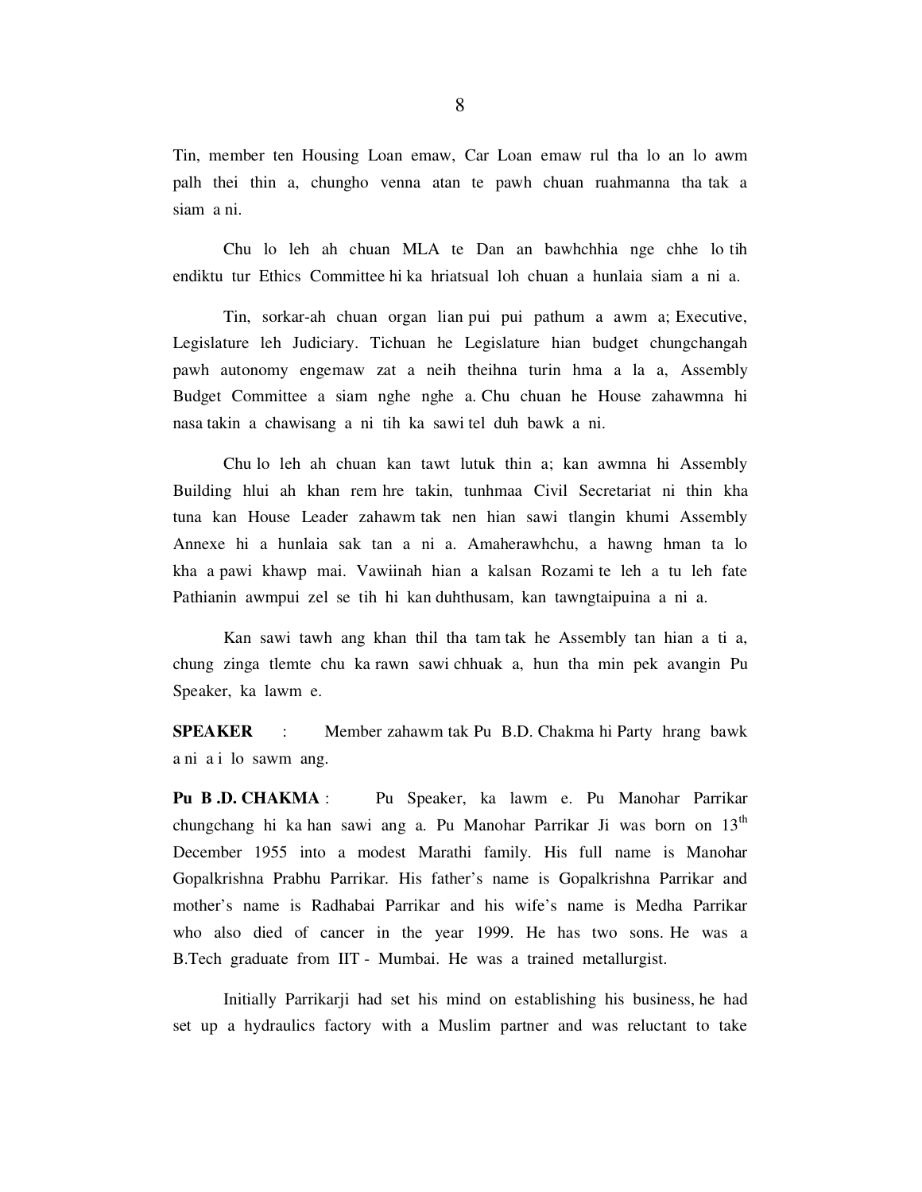Tin, member ten Housing Loan emaw, Car Loan emaw rul tha lo an lo awm palh thei thin a, chungho venna atan te pawh chuan ruahmanna tha tak a siam a ni.

Chu lo leh ah chuan MLA te Dan an bawhchhia nge chhe lo tih endiktu tur Ethics Committee hi ka hriatsual loh chuan a hunlaia siam a ni a.

Tin, sorkar-ah chuan organ lian pui pui pathum a awm a; Executive, Legislature leh Judiciary. Tichuan he Legislature hian budget chungchangah pawh autonomy engemaw zat a neih theihna turin hma a la a, Assembly Budget Committee a siam nghe nghe a. Chu chuan he House zahawmna hi nasa takin a chawisang a ni tih ka sawi tel duh bawk a ni.

Chu lo leh ah chuan kan tawt lutuk thin a; kan awmna hi Assembly Building hlui ah khan rem hre takin, tunhmaa Civil Secretariat ni thin kha tuna kan House Leader zahawm tak nen hian sawi tlangin khumi Assembly Annexe hi a hunlaia sak tan a ni a. Amaherawhchu, a hawng hman ta lo kha a pawi khawp mai. Vawiinah hian a kalsan Rozami te leh a tu leh fate Pathianin awmpui zel se tih hi kan duhthusam, kan tawngtaipuina a ni a.

Kan sawi tawh ang khan thil tha tam tak he Assembly tan hian a ti a, chung zinga tlemte chu ka rawn sawi chhuak a, hun tha min pek avangin Pu Speaker, ka lawm e.

**SPEAKER** : Member zahawm tak Pu B.D. Chakma hi Party hrang bawk a ni a i lo sawm ang.

**Pu B .D. CHAKMA** : Pu Speaker, ka lawm e. Pu Manohar Parrikar chungchang hi ka han sawi ang a. Pu Manohar Parrikar Ji was born on 13th December 1955 into a modest Marathi family. His full name is Manohar Gopalkrishna Prabhu Parrikar. His father's name is Gopalkrishna Parrikar and mother's name is Radhabai Parrikar and his wife's name is Medha Parrikar who also died of cancer in the year 1999. He has two sons. He was a B.Tech graduate from IIT - Mumbai. He was a trained metallurgist.

Initially Parrikarji had set his mind on establishing his business, he had set up a hydraulics factory with a Muslim partner and was reluctant to take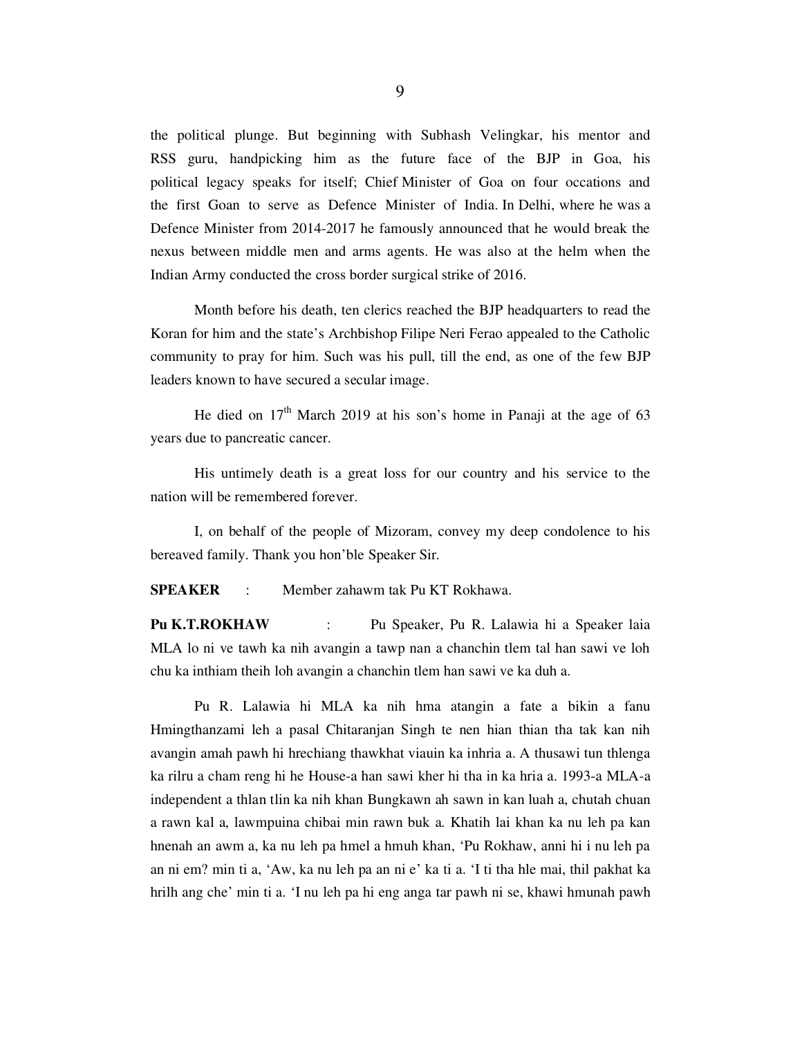the political plunge. But beginning with Subhash Velingkar, his mentor and RSS guru, handpicking him as the future face of the BJP in Goa, his political legacy speaks for itself; Chief Minister of Goa on four occations and the first Goan to serve as Defence Minister of India. In Delhi, where he was a Defence Minister from 2014-2017 he famously announced that he would break the nexus between middle men and arms agents. He was also at the helm when the Indian Army conducted the cross border surgical strike of 2016.

Month before his death, ten clerics reached the BJP headquarters to read the Koran for him and the state's Archbishop Filipe Neri Ferao appealed to the Catholic community to pray for him. Such was his pull, till the end, as one of the few BJP leaders known to have secured a secular image.

He died on 17th March 2019 at his son's home in Panaji at the age of 63 years due to pancreatic cancer.

His untimely death is a great loss for our country and his service to the nation will be remembered forever.

I, on behalf of the people of Mizoram, convey my deep condolence to his bereaved family. Thank you hon'ble Speaker Sir.

**SPEAKER** : Member zahawm tak Pu KT Rokhawa.

**Pu K.T.ROKHAW** : Pu Speaker, Pu R. Lalawia hi a Speaker laia MLA lo ni ve tawh ka nih avangin a tawp nan a chanchin tlem tal han sawi ve loh chu ka inthiam theih loh avangin a chanchin tlem han sawi ve ka duh a.

Pu R. Lalawia hi MLA ka nih hma atangin a fate a bikin a fanu Hmingthanzami leh a pasal Chitaranjan Singh te nen hian thian tha tak kan nih avangin amah pawh hi hrechiang thawkhat viauin ka inhria a. A thusawi tun thlenga ka rilru a cham reng hi he House-a han sawi kher hi tha in ka hria a. 1993-a MLA-a independent a thlan tlin ka nih khan Bungkawn ah sawn in kan luah a, chutah chuan a rawn kal a, lawmpuina chibai min rawn buk a. Khatih lai khan ka nu leh pa kan hnenah an awm a, ka nu leh pa hmel a hmuh khan, 'Pu Rokhaw, anni hi i nu leh pa an ni em? min ti a, 'Aw, ka nu leh pa an ni e' ka ti a. 'I ti tha hle mai, thil pakhat ka hrilh ang che' min ti a. 'I nu leh pa hi eng anga tar pawh ni se, khawi hmunah pawh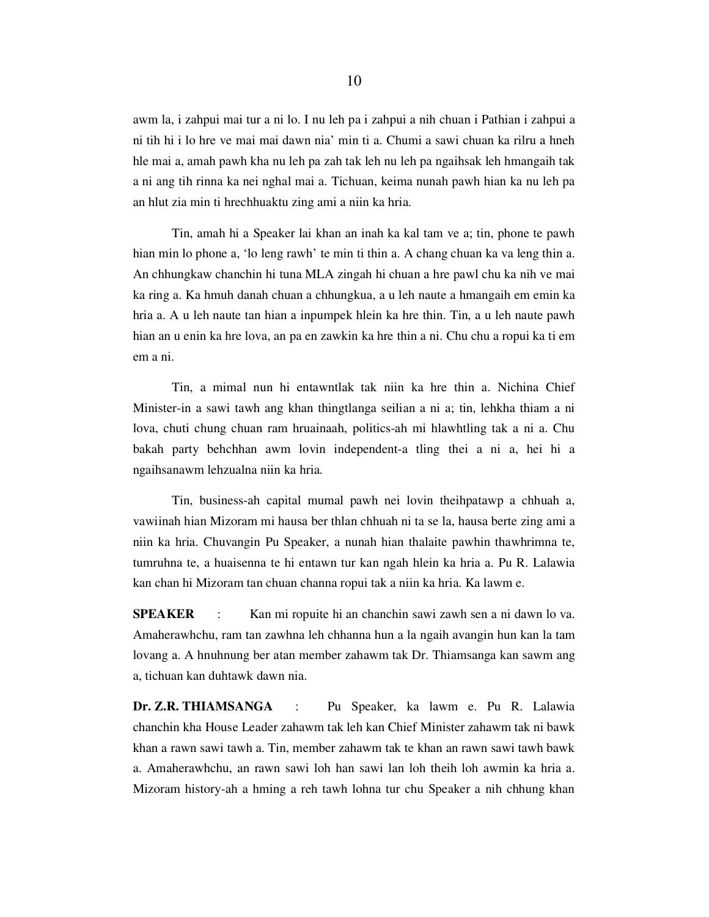awm la, i zahpui mai tur a ni lo. I nu leh pa i zahpui a nih chuan i Pathian i zahpui a ni tih hi i lo hre ve mai mai dawn nia' min ti a. Chumi a sawi chuan ka rilru a hneh hle mai a, amah pawh kha nu leh pa zah tak leh nu leh pa ngaihsak leh hmangaih tak a ni ang tih rinna ka nei nghal mai a. Tichuan, keima nunah pawh hian ka nu leh pa an hlut zia min ti hrechhuaktu zing ami a niin ka hria.

Tin, amah hi a Speaker lai khan an inah ka kal tam ve a; tin, phone te pawh hian min lo phone a, 'lo leng rawh' te min ti thin a. A chang chuan ka va leng thin a. An chhungkaw chanchin hi tuna MLA zingah hi chuan a hre pawl chu ka nih ve mai ka ring a. Ka hmuh danah chuan a chhungkua, a u leh naute a hmangaih em emin ka hria a. A u leh naute tan hian a inpumpek hlein ka hre thin. Tin, a u leh naute pawh hian an u enin ka hre lova, an pa en zawkin ka hre thin a ni. Chu chu a ropui ka ti em em a ni.

Tin, a mimal nun hi entawntlak tak niin ka hre thin a. Nichina Chief Minister-in a sawi tawh ang khan thingtlanga seilian a ni a; tin, lehkha thiam a ni lova, chuti chung chuan ram hruainaah, politics-ah mi hlawhtling tak a ni a. Chu bakah party behchhan awm lovin independent-a tling thei a ni a, hei hi a ngaihsanawm lehzualna niin ka hria.

Tin, business-ah capital mumal pawh nei lovin theihpatawp a chhuah a, vawiinah hian Mizoram mi hausa ber thlan chhuah ni ta se la, hausa berte zing ami a niin ka hria. Chuvangin Pu Speaker, a nunah hian thalaite pawhin thawhrimna te, tumruhna te, a huaisenna te hi entawn tur kan ngah hlein ka hria a. Pu R. Lalawia kan chan hi Mizoram tan chuan channa ropui tak a niin ka hria. Ka lawm e.

**SPEAKER** : Kan mi ropuite hi an chanchin sawi zawh sen a ni dawn lo va. Amaherawhchu, ram tan zawhna leh chhanna hun a la ngaih avangin hun kan la tam lovang a. A hnuhnung ber atan member zahawm tak Dr. Thiamsanga kan sawm ang a, tichuan kan duhtawk dawn nia.

**Dr. Z.R. THIAMSANGA** : Pu Speaker, ka lawm e. Pu R. Lalawia chanchin kha House Leader zahawm tak leh kan Chief Minister zahawm tak ni bawk khan a rawn sawi tawh a. Tin, member zahawm tak te khan an rawn sawi tawh bawk a. Amaherawhchu, an rawn sawi loh han sawi lan loh theih loh awmin ka hria a. Mizoram history-ah a hming a reh tawh lohna tur chu Speaker a nih chhung khan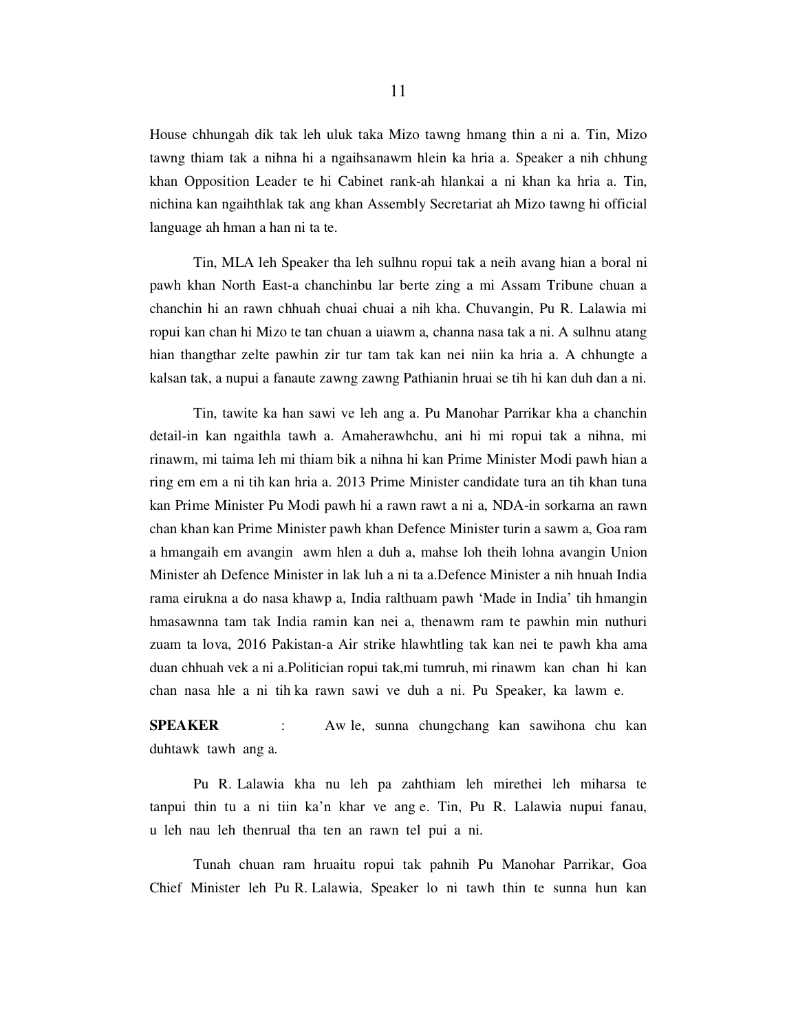House chhungah dik tak leh uluk taka Mizo tawng hmang thin a ni a. Tin, Mizo tawng thiam tak a nihna hi a ngaihsanawm hlein ka hria a. Speaker a nih chhung khan Opposition Leader te hi Cabinet rank-ah hlankai a ni khan ka hria a. Tin, nichina kan ngaihthlak tak ang khan Assembly Secretariat ah Mizo tawng hi official language ah hman a han ni ta te.

Tin, MLA leh Speaker tha leh sulhnu ropui tak a neih avang hian a boral ni pawh khan North East-a chanchinbu lar berte zing a mi Assam Tribune chuan a chanchin hi an rawn chhuah chuai chuai a nih kha. Chuvangin, Pu R. Lalawia mi ropui kan chan hi Mizo te tan chuan a uiawm a, channa nasa tak a ni. A sulhnu atang hian thangthar zelte pawhin zir tur tam tak kan nei niin ka hria a. A chhungte a kalsan tak, a nupui a fanaute zawng zawng Pathianin hruai se tih hi kan duh dan a ni.

Tin, tawite ka han sawi ve leh ang a. Pu Manohar Parrikar kha a chanchin detail-in kan ngaithla tawh a. Amaherawhchu, ani hi mi ropui tak a nihna, mi rinawm, mi taima leh mi thiam bik a nihna hi kan Prime Minister Modi pawh hian a ring em em a ni tih kan hria a. 2013 Prime Minister candidate tura an tih khan tuna kan Prime Minister Pu Modi pawh hi a rawn rawt a ni a, NDA-in sorkarna an rawn chan khan kan Prime Minister pawh khan Defence Minister turin a sawm a, Goa ram a hmangaih em avangin awm hlen a duh a, mahse loh theih lohna avangin Union Minister ah Defence Minister in lak luh a ni ta a.Defence Minister a nih hnuah India rama eirukna a do nasa khawp a, India ralthuam pawh 'Made in India' tih hmangin hmasawnna tam tak India ramin kan nei a, thenawm ram te pawhin min nuthuri zuam ta lova, 2016 Pakistan-a Air strike hlawhtling tak kan nei te pawh kha ama duan chhuah vek a ni a.Politician ropui tak,mi tumruh, mi rinawm kan chan hi kan chan nasa hle a ni tih ka rawn sawi ve duh a ni. Pu Speaker, ka lawm e.

**SPEAKER** : Aw le, sunna chungchang kan sawihona chu kan duhtawk tawh ang a.

Pu R. Lalawia kha nu leh pa zahthiam leh mirethei leh miharsa te tanpui thin tu a ni tiin ka'n khar ve ang e. Tin, Pu R. Lalawia nupui fanau, u leh nau leh thenrual tha ten an rawn tel pui a ni.

Tunah chuan ram hruaitu ropui tak pahnih Pu Manohar Parrikar, Goa Chief Minister leh Pu R. Lalawia, Speaker lo ni tawh thin te sunna hun kan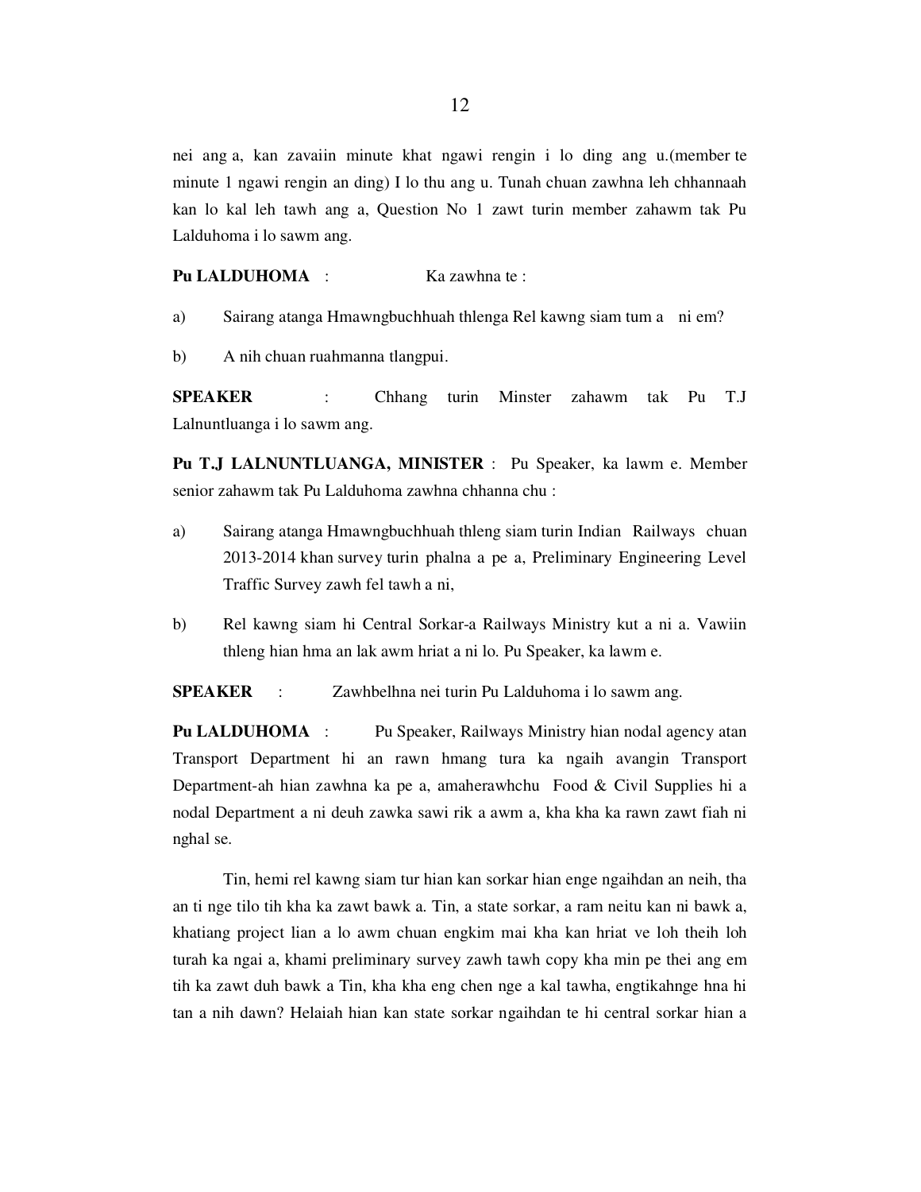nei ang a, kan zavaiin minute khat ngawi rengin i lo ding ang u.(member te minute 1 ngawi rengin an ding) I lo thu ang u. Tunah chuan zawhna leh chhannaah kan lo kal leh tawh ang a, Question No 1 zawt turin member zahawm tak Pu Lalduhoma i lo sawm ang.

**Pu LALDUHOMA** : Ka zawhna te :

a) Sairang atanga Hmawngbuchhuah thlenga Rel kawng siam tum a ni em?

b) A nih chuan ruahmanna tlangpui.

**SPEAKER** : Chhang turin Minster zahawm tak Pu T.J Lalnuntluanga i lo sawm ang.

**Pu T.J LALNUNTLUANGA, MINISTER** : Pu Speaker, ka lawm e. Member senior zahawm tak Pu Lalduhoma zawhna chhanna chu :

a) Sairang atanga Hmawngbuchhuah thleng siam turin Indian Railways chuan 2013-2014 khan survey turin phalna a pe a, Preliminary Engineering Level Traffic Survey zawh fel tawh a ni,

b) Rel kawng siam hi Central Sorkar-a Railways Ministry kut a ni a. Vawiin thleng hian hma an lak awm hriat a ni lo. Pu Speaker, ka lawm e.

**SPEAKER** : Zawhbelhna nei turin Pu Lalduhoma i lo sawm ang.

**Pu LALDUHOMA** : Pu Speaker, Railways Ministry hian nodal agency atan Transport Department hi an rawn hmang tura ka ngaih avangin Transport Department-ah hian zawhna ka pe a, amaherawhchu Food & Civil Supplies hi a nodal Department a ni deuh zawka sawi rik a awm a, kha kha ka rawn zawt fiah ni nghal se.

Tin, hemi rel kawng siam tur hian kan sorkar hian enge ngaihdan an neih, tha an ti nge tilo tih kha ka zawt bawk a. Tin, a state sorkar, a ram neitu kan ni bawk a, khatiang project lian a lo awm chuan engkim mai kha kan hriat ve loh theih loh turah ka ngai a, khami preliminary survey zawh tawh copy kha min pe thei ang em tih ka zawt duh bawk a Tin, kha kha eng chen nge a kal tawha, engtikahnge hna hi tan a nih dawn? Helaiah hian kan state sorkar ngaihdan te hi central sorkar hian a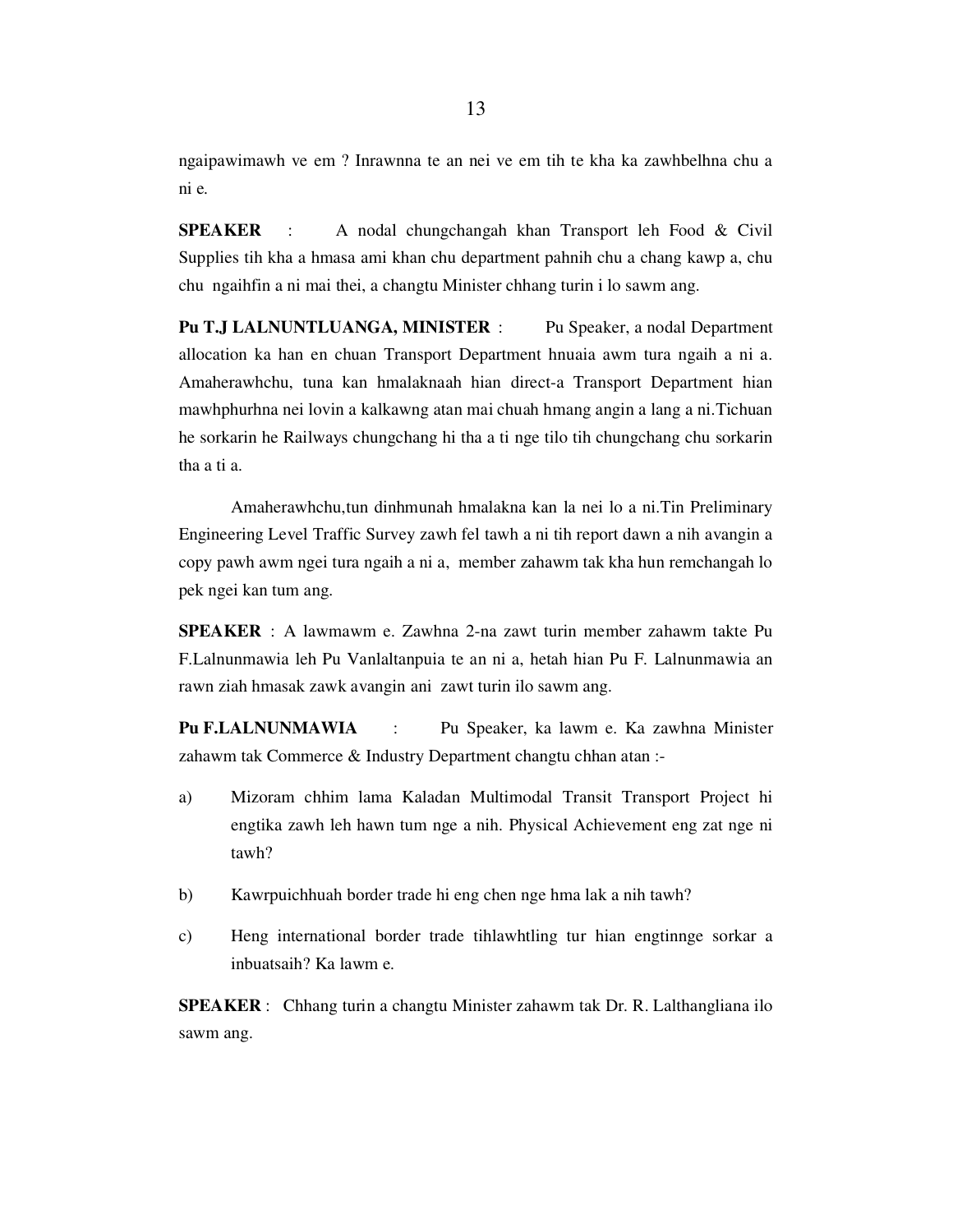ngaipawimawh ve em ? Inrawnna te an nei ve em tih te kha ka zawhbelhna chu a ni e.

**SPEAKER** : A nodal chungchangah khan Transport leh Food & Civil Supplies tih kha a hmasa ami khan chu department pahnih chu a chang kawp a, chu chu ngaihfin a ni mai thei, a changtu Minister chhang turin i lo sawm ang.

**Pu T.J LALNUNTLUANGA, MINISTER** : Pu Speaker, a nodal Department allocation ka han en chuan Transport Department hnuaia awm tura ngaih a ni a. Amaherawhchu, tuna kan hmalaknaah hian direct-a Transport Department hian mawhphurhna nei lovin a kalkawng atan mai chuah hmang angin a lang a ni.Tichuan he sorkarin he Railways chungchang hi tha a ti nge tilo tih chungchang chu sorkarin tha a ti a.

Amaherawhchu,tun dinhmunah hmalakna kan la nei lo a ni.Tin Preliminary Engineering Level Traffic Survey zawh fel tawh a ni tih report dawn a nih avangin a copy pawh awm ngei tura ngaih a ni a, member zahawm tak kha hun remchangah lo pek ngei kan tum ang.

**SPEAKER** : A lawmawm e. Zawhna 2-na zawt turin member zahawm takte Pu F.Lalnunmawia leh Pu Vanlaltanpuia te an ni a, hetah hian Pu F. Lalnunmawia an rawn ziah hmasak zawk avangin ani zawt turin ilo sawm ang.

**Pu F.LALNUNMAWIA** : Pu Speaker, ka lawm e. Ka zawhna Minister zahawm tak Commerce & Industry Department changtu chhan atan :-

a) Mizoram chhim lama Kaladan Multimodal Transit Transport Project hi engtika zawh leh hawn tum nge a nih. Physical Achievement eng zat nge ni tawh?

b) Kawrpuichhuah border trade hi eng chen nge hma lak a nih tawh?

c) Heng international border trade tihlawhtling tur hian engtinnge sorkar a inbuatsaih? Ka lawm e.

**SPEAKER** : Chhang turin a changtu Minister zahawm tak Dr. R. Lalthangliana ilo sawm ang.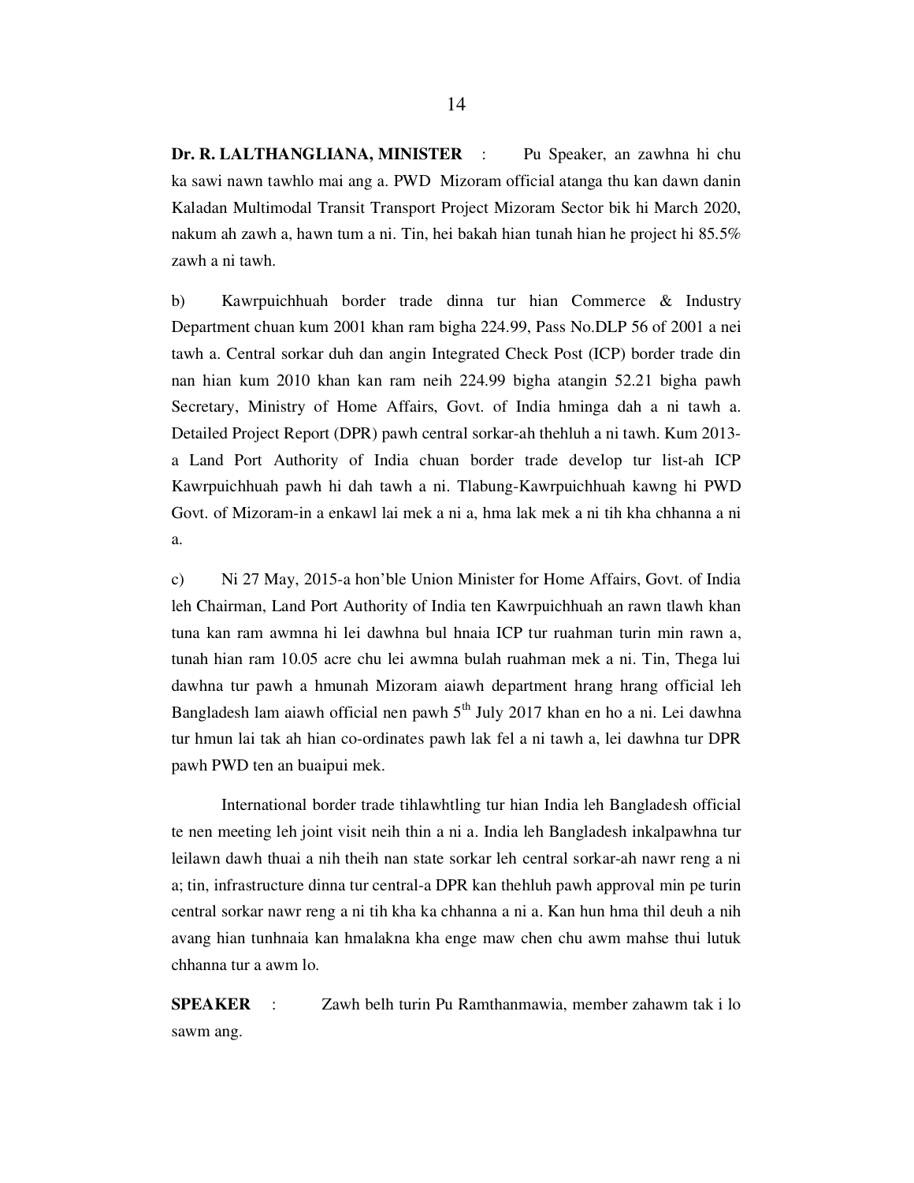**Dr. R. LALTHANGLIANA, MINISTER** : Pu Speaker, an zawhna hi chu ka sawi nawn tawhlo mai ang a. PWD Mizoram official atanga thu kan dawn danin Kaladan Multimodal Transit Transport Project Mizoram Sector bik hi March 2020, nakum ah zawh a, hawn tum a ni. Tin, hei bakah hian tunah hian he project hi 85.5% zawh a ni tawh.

b) Kawrpuichhuah border trade dinna tur hian Commerce & Industry Department chuan kum 2001 khan ram bigha 224.99, Pass No.DLP 56 of 2001 a nei tawh a. Central sorkar duh dan angin Integrated Check Post (ICP) border trade din nan hian kum 2010 khan kan ram neih 224.99 bigha atangin 52.21 bigha pawh Secretary, Ministry of Home Affairs, Govt. of India hminga dah a ni tawh a. Detailed Project Report (DPR) pawh central sorkar-ah thehluh a ni tawh. Kum 2013-a Land Port Authority of India chuan border trade develop tur list-ah ICP Kawrpuichhuah pawh hi dah tawh a ni. Tlabung-Kawrpuichhuah kawng hi PWD Govt. of Mizoram-in a enkawl lai mek a ni a, hma lak mek a ni tih kha chhanna a ni a.

c) Ni 27 May, 2015-a hon'ble Union Minister for Home Affairs, Govt. of India leh Chairman, Land Port Authority of India ten Kawrpuichhuah an rawn tlawh khan tuna kan ram awmna hi lei dawhna bul hnaia ICP tur ruahman turin min rawn a, tunah hian ram 10.05 acre chu lei awmna bulah ruahman mek a ni. Tin, Thega lui dawhna tur pawh a hmunah Mizoram aiawh department hrang hrang official leh Bangladesh lam aiawh official nen pawh 5th July 2017 khan en ho a ni. Lei dawhna tur hmun lai tak ah hian co-ordinates pawh lak fel a ni tawh a, lei dawhna tur DPR pawh PWD ten an buaipui mek.

International border trade tihlawhtling tur hian India leh Bangladesh official te nen meeting leh joint visit neih thin a ni a. India leh Bangladesh inkalpawhna tur leilawn dawh thuai a nih theih nan state sorkar leh central sorkar-ah nawr reng a ni a; tin, infrastructure dinna tur central-a DPR kan thehluh pawh approval min pe turin central sorkar nawr reng a ni tih kha ka chhanna a ni a. Kan hun hma thil deuh a nih avang hian tunhnaia kan hmalakna kha enge maw chen chu awm mahse thui lutuk chhanna tur a awm lo.

**SPEAKER** : Zawh belh turin Pu Ramthanmawia, member zahawm tak i lo sawm ang.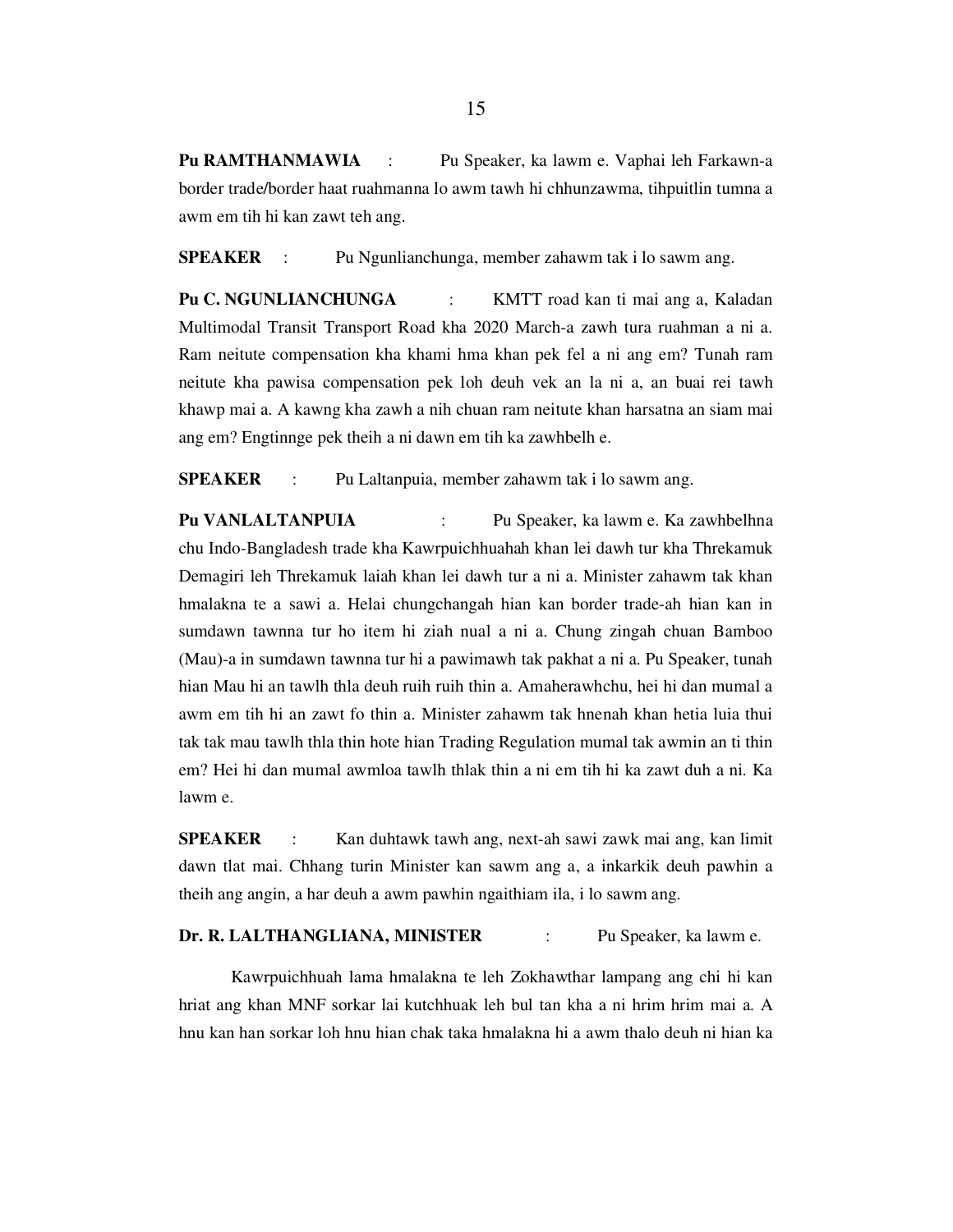**Pu RAMTHANMAWIA** : Pu Speaker, ka lawm e. Vaphai leh Farkawn-a border trade/border haat ruahmanna lo awm tawh hi chhunzawma, tihpuitlin tumna a awm em tih hi kan zawt teh ang.

**SPEAKER** : Pu Ngunlianchunga, member zahawm tak i lo sawm ang.

**Pu C. NGUNLIANCHUNGA** : KMTT road kan ti mai ang a, Kaladan Multimodal Transit Transport Road kha 2020 March-a zawh tura ruahman a ni a. Ram neitute compensation kha khami hma khan pek fel a ni ang em? Tunah ram neitute kha pawisa compensation pek loh deuh vek an la ni a, an buai rei tawh khawp mai a. A kawng kha zawh a nih chuan ram neitute khan harsatna an siam mai ang em? Engtinnge pek theih a ni dawn em tih ka zawhbelh e.

**SPEAKER** : Pu Laltanpuia, member zahawm tak i lo sawm ang.

**Pu VANLALTANPUIA** : Pu Speaker, ka lawm e. Ka zawhbelhna chu Indo-Bangladesh trade kha Kawrpuichhuahah khan lei dawh tur kha Threkamuk Demagiri leh Threkamuk laiah khan lei dawh tur a ni a. Minister zahawm tak khan hmalakna te a sawi a. Helai chungchangah hian kan border trade-ah hian kan in sumdawn tawnna tur ho item hi ziah nual a ni a. Chung zingah chuan Bamboo (Mau)-a in sumdawn tawnna tur hi a pawimawh tak pakhat a ni a. Pu Speaker, tunah hian Mau hi an tawlh thla deuh ruih ruih thin a. Amaherawhchu, hei hi dan mumal a awm em tih hi an zawt fo thin a. Minister zahawm tak hnenah khan hetia luia thui tak tak mau tawlh thla thin hote hian Trading Regulation mumal tak awmin an ti thin em? Hei hi dan mumal awmloa tawlh thlak thin a ni em tih hi ka zawt duh a ni. Ka lawm e.

**SPEAKER** : Kan duhtawk tawh ang, next-ah sawi zawk mai ang, kan limit dawn tlat mai. Chhang turin Minister kan sawm ang a, a inkarkik deuh pawhin a theih ang angin, a har deuh a awm pawhin ngaithiam ila, i lo sawm ang.

**Dr. R. LALTHANGLIANA, MINISTER** : Pu Speaker, ka lawm e.

Kawrpuichhuah lama hmalakna te leh Zokhawthar lampang ang chi hi kan hriat ang khan MNF sorkar lai kutchhuak leh bul tan kha a ni hrim hrim mai a. A hnu kan han sorkar loh hnu hian chak taka hmalakna hi a awm thalo deuh ni hian ka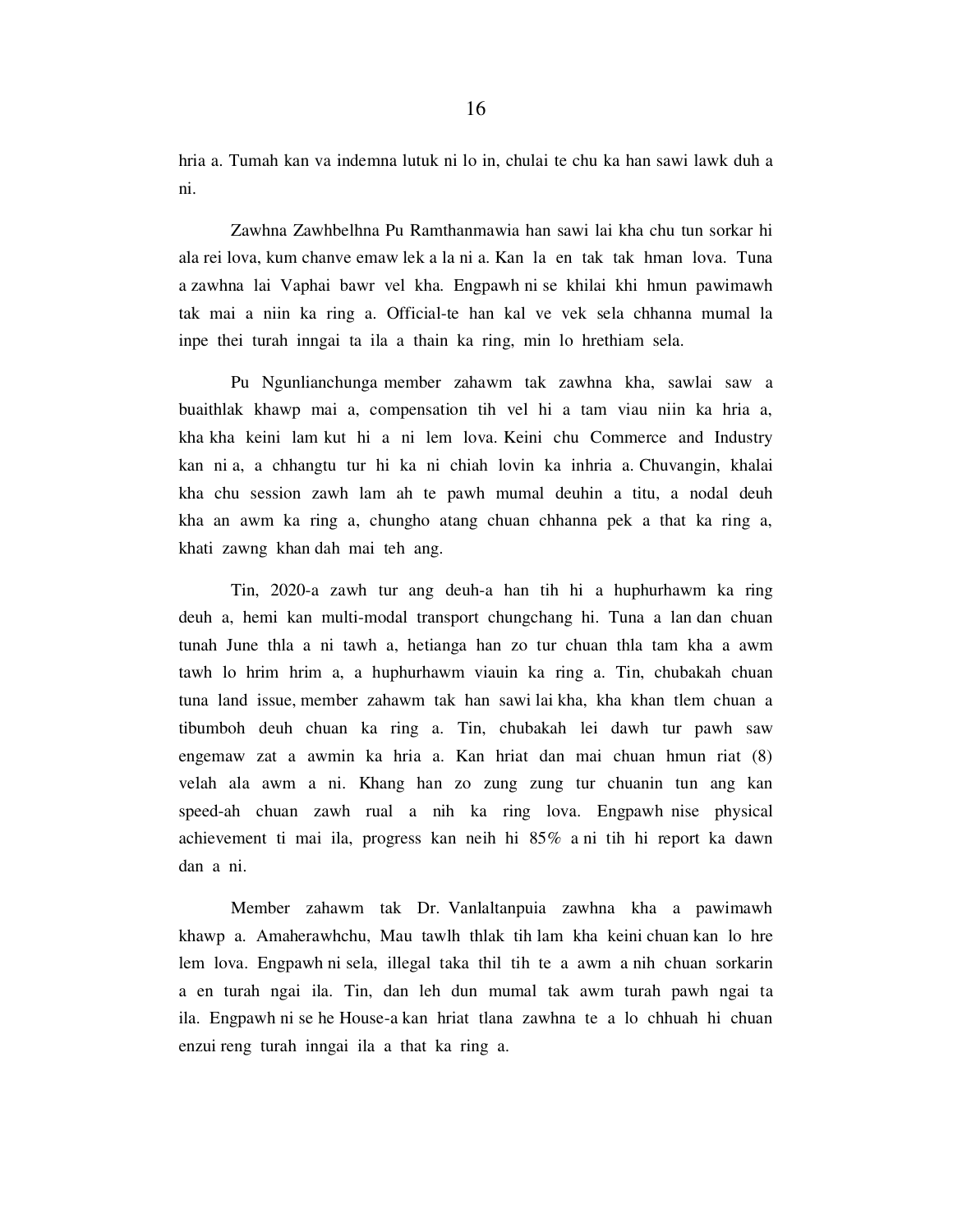hria a. Tumah kan va indemna lutuk ni lo in, chulai te chu ka han sawi lawk duh a ni.

Zawhna Zawhbelhna Pu Ramthanmawia han sawi lai kha chu tun sorkar hi ala rei lova, kum chanve emaw lek a la ni a. Kan la en tak tak hman lova. Tuna a zawhna lai Vaphai bawr vel kha. Engpawh ni se khilai khi hmun pawimawh tak mai a niin ka ring a. Official-te han kal ve vek sela chhanna mumal la inpe thei turah inngai ta ila a thain ka ring, min lo hrethiam sela.

Pu Ngunlianchunga member zahawm tak zawhna kha, sawlai saw a buaithlak khawp mai a, compensation tih vel hi a tam viau niin ka hria a, kha kha keini lam kut hi a ni lem lova. Keini chu Commerce and Industry kan ni a, a chhangtu tur hi ka ni chiah lovin ka inhria a. Chuvangin, khalai kha chu session zawh lam ah te pawh mumal deuhin a titu, a nodal deuh kha an awm ka ring a, chungho atang chuan chhanna pek a that ka ring a, khati zawng khan dah mai teh ang.

Tin, 2020-a zawh tur ang deuh-a han tih hi a huphurhawm ka ring deuh a, hemi kan multi-modal transport chungchang hi. Tuna a lan dan chuan tunah June thla a ni tawh a, hetianga han zo tur chuan thla tam kha a awm tawh lo hrim hrim a, a huphurhawm viauin ka ring a. Tin, chubakah chuan tuna land issue, member zahawm tak han sawi lai kha, kha khan tlem chuan a tibumboh deuh chuan ka ring a. Tin, chubakah lei dawh tur pawh saw engemaw zat a awmin ka hria a. Kan hriat dan mai chuan hmun riat (8) velah ala awm a ni. Khang han zo zung zung tur chuanin tun ang kan speed-ah chuan zawh rual a nih ka ring lova. Engpawh nise physical achievement ti mai ila, progress kan neih hi 85% a ni tih hi report ka dawn dan a ni.

Member zahawm tak Dr. Vanlaltanpuia zawhna kha a pawimawh khawp a. Amaherawhchu, Mau tawlh thlak tih lam kha keini chuan kan lo hre lem lova. Engpawh ni sela, illegal taka thil tih te a awm a nih chuan sorkarin a en turah ngai ila. Tin, dan leh dun mumal tak awm turah pawh ngai ta ila. Engpawh ni se he House-a kan hriat tlana zawhna te a lo chhuah hi chuan enzui reng turah inngai ila a that ka ring a.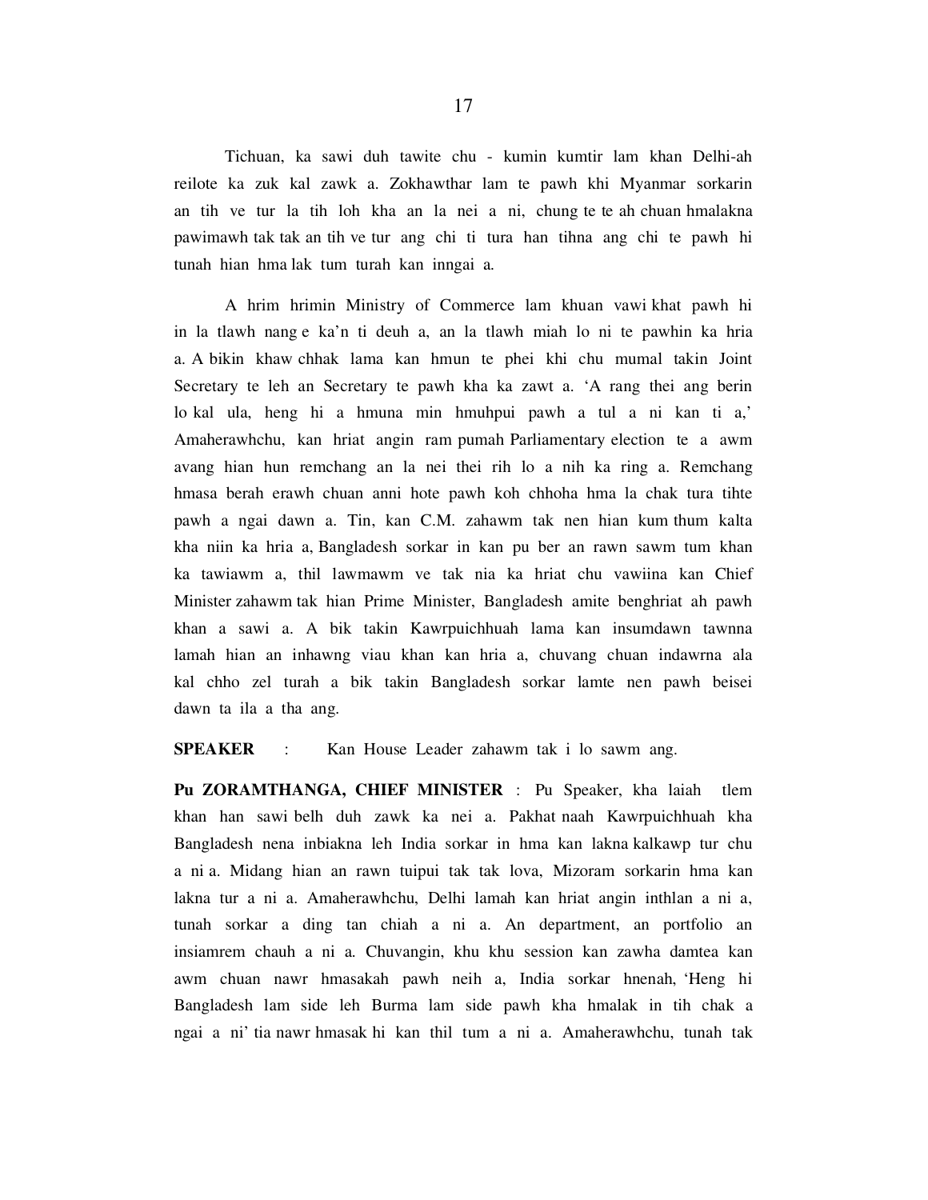Tichuan, ka sawi duh tawite chu - kumin kumtir lam khan Delhi-ah reilote ka zuk kal zawk a. Zokhawthar lam te pawh khi Myanmar sorkarin an tih ve tur la tih loh kha an la nei a ni, chung te te ah chuan hmalakna pawimawh tak tak an tih ve tur ang chi ti tura han tihna ang chi te pawh hi tunah hian hma lak tum turah kan inngai a.

A hrim hrimin Ministry of Commerce lam khuan vawi khat pawh hi in la tlawh nang e ka'n ti deuh a, an la tlawh miah lo ni te pawhin ka hria a. A bikin khaw chhak lama kan hmun te phei khi chu mumal takin Joint Secretary te leh an Secretary te pawh kha ka zawt a. 'A rang thei ang berin lo kal ula, heng hi a hmuna min hmuhpui pawh a tul a ni kan ti a,' Amaherawhchu, kan hriat angin ram pumah Parliamentary election te a awm avang hian hun remchang an la nei thei rih lo a nih ka ring a. Remchang hmasa berah erawh chuan anni hote pawh koh chhoha hma la chak tura tihte pawh a ngai dawn a. Tin, kan C.M. zahawm tak nen hian kum thum kalta kha niin ka hria a, Bangladesh sorkar in kan pu ber an rawn sawm tum khan ka tawiawm a, thil lawmawm ve tak nia ka hriat chu vawiina kan Chief Minister zahawm tak hian Prime Minister, Bangladesh amite benghriat ah pawh khan a sawi a. A bik takin Kawrpuichhuah lama kan insumdawn tawnna lamah hian an inhawng viau khan kan hria a, chuvang chuan indawrna ala kal chho zel turah a bik takin Bangladesh sorkar lamte nen pawh beisei dawn ta ila a tha ang.

**SPEAKER** : Kan House Leader zahawm tak i lo sawm ang.

**Pu ZORAMTHANGA, CHIEF MINISTER** : Pu Speaker, kha laiah tlem khan han sawi belh duh zawk ka nei a. Pakhat naah Kawrpuichhuah kha Bangladesh nena inbiakna leh India sorkar in hma kan lakna kalkawp tur chu a ni a. Midang hian an rawn tuipui tak tak lova, Mizoram sorkarin hma kan lakna tur a ni a. Amaherawhchu, Delhi lamah kan hriat angin inthlan a ni a, tunah sorkar a ding tan chiah a ni a. An department, an portfolio an insiamrem chauh a ni a. Chuvangin, khu khu session kan zawha damtea kan awm chuan nawr hmasakah pawh neih a, India sorkar hnenah, 'Heng hi Bangladesh lam side leh Burma lam side pawh kha hmalak in tih chak a ngai a ni' tia nawr hmasak hi kan thil tum a ni a. Amaherawhchu, tunah tak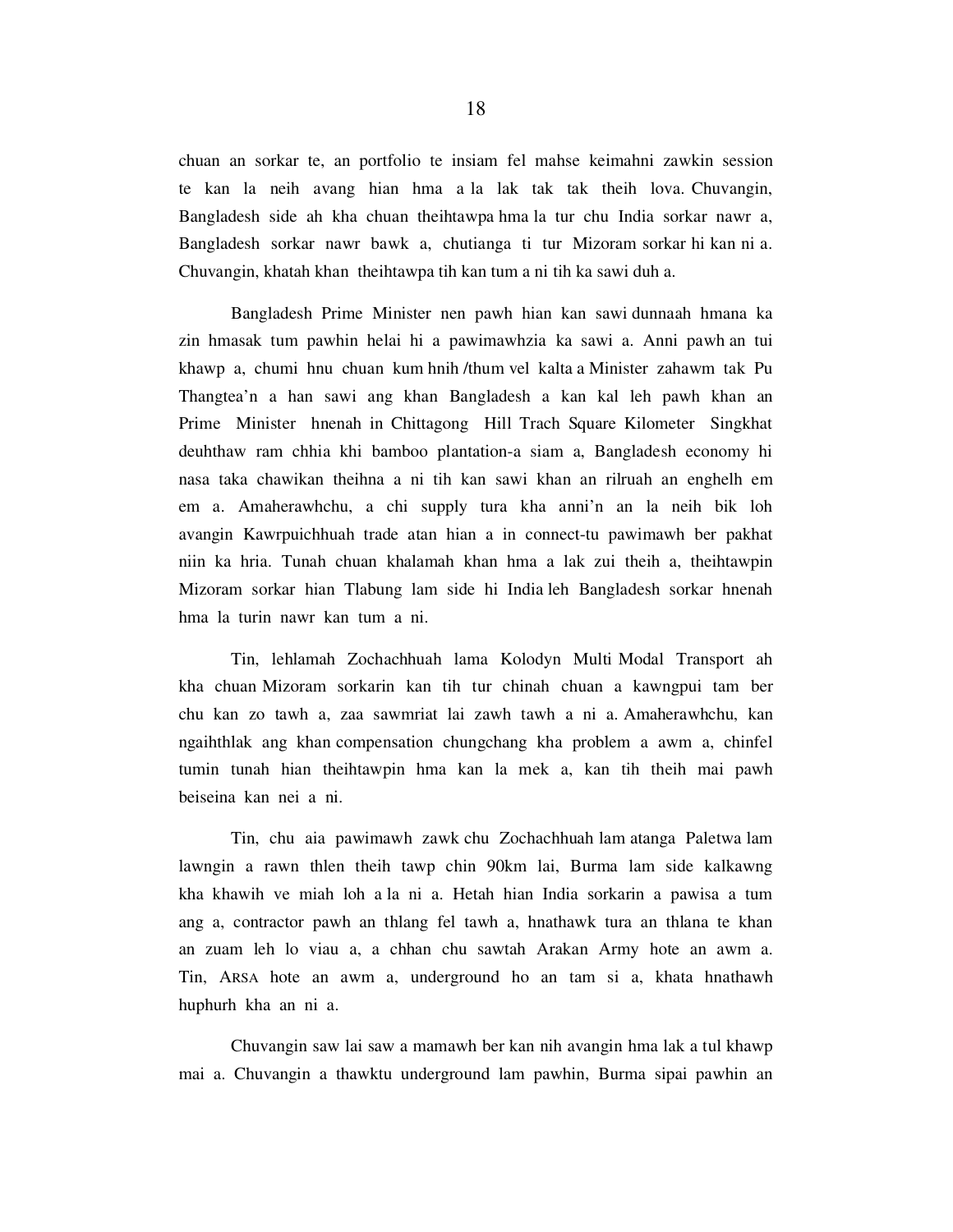chuan an sorkar te, an portfolio te insiam fel mahse keimahni zawkin session te kan la neih avang hian hma a la lak tak tak theih lova. Chuvangin, Bangladesh side ah kha chuan theihtawpa hma la tur chu India sorkar nawr a, Bangladesh sorkar nawr bawk a, chutianga ti tur Mizoram sorkar hi kan ni a. Chuvangin, khatah khan theihtawpa tih kan tum a ni tih ka sawi duh a.

Bangladesh Prime Minister nen pawh hian kan sawi dunnaah hmana ka zin hmasak tum pawhin helai hi a pawimawhzia ka sawi a. Anni pawh an tui khawp a, chumi hnu chuan kum hnih /thum vel kalta a Minister zahawm tak Pu Thangtea'n a han sawi ang khan Bangladesh a kan kal leh pawh khan an Prime Minister hnenah in Chittagong Hill Trach Square Kilometer Singkhat deuhthaw ram chhia khi bamboo plantation-a siam a, Bangladesh economy hi nasa taka chawikan theihna a ni tih kan sawi khan an rilruah an enghelh em em a. Amaherawhchu, a chi supply tura kha anni'n an la neih bik loh avangin Kawrpuichhuah trade atan hian a in connect-tu pawimawh ber pakhat niin ka hria. Tunah chuan khalamah khan hma a lak zui theih a, theihtawpin Mizoram sorkar hian Tlabung lam side hi India leh Bangladesh sorkar hnenah hma la turin nawr kan tum a ni.

Tin, lehlamah Zochachhuah lama Kolodyn Multi Modal Transport ah kha chuan Mizoram sorkarin kan tih tur chinah chuan a kawngpui tam ber chu kan zo tawh a, zaa sawmriat lai zawh tawh a ni a. Amaherawhchu, kan ngaihthlak ang khan compensation chungchang kha problem a awm a, chinfel tumin tunah hian theihtawpin hma kan la mek a, kan tih theih mai pawh beiseina kan nei a ni.

Tin, chu aia pawimawh zawk chu Zochachhuah lam atanga Paletwa lam lawngin a rawn thlen theih tawp chin 90km lai, Burma lam side kalkawng kha khawih ve miah loh a la ni a. Hetah hian India sorkarin a pawisa a tum ang a, contractor pawh an thlang fel tawh a, hnathawk tura an thlana te khan an zuam leh lo viau a, a chhan chu sawtah Arakan Army hote an awm a. Tin, ARSA hote an awm a, underground ho an tam si a, khata hnathawh huphurh kha an ni a.

Chuvangin saw lai saw a mamawh ber kan nih avangin hma lak a tul khawp mai a. Chuvangin a thawktu underground lam pawhin, Burma sipai pawhin an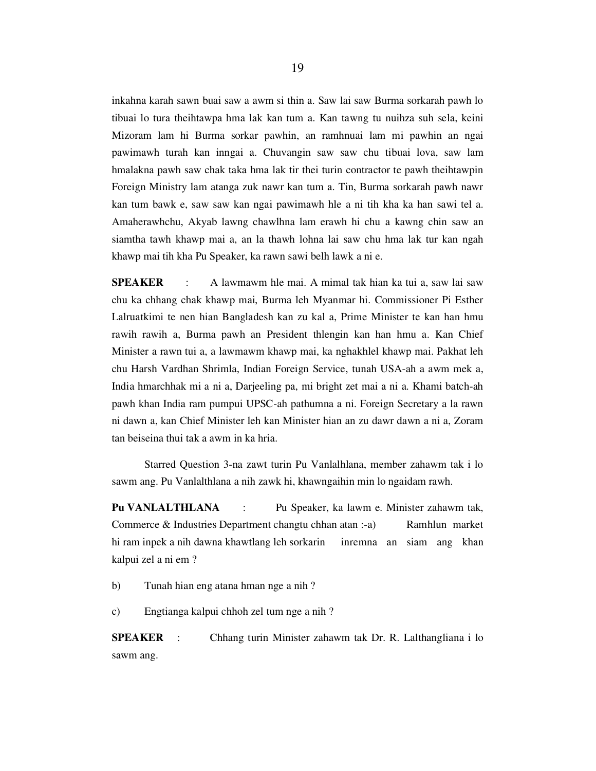inkahna karah sawn buai saw a awm si thin a. Saw lai saw Burma sorkarah pawh lo tibuai lo tura theihtawpa hma lak kan tum a. Kan tawng tu nuihza suh sela, keini Mizoram lam hi Burma sorkar pawhin, an ramhnuai lam mi pawhin an ngai pawimawh turah kan inngai a. Chuvangin saw saw chu tibuai lova, saw lam hmalakna pawh saw chak taka hma lak tir thei turin contractor te pawh theihtawpin Foreign Ministry lam atanga zuk nawr kan tum a. Tin, Burma sorkarah pawh nawr kan tum bawk e, saw saw kan ngai pawimawh hle a ni tih kha ka han sawi tel a. Amaherawhchu, Akyab lawng chawlhna lam erawh hi chu a kawng chin saw an siamtha tawh khawp mai a, an la thawh lohna lai saw chu hma lak tur kan ngah khawp mai tih kha Pu Speaker, ka rawn sawi belh lawk a ni e.

**SPEAKER** : A lawmawm hle mai. A mimal tak hian ka tui a, saw lai saw chu ka chhang chak khawp mai, Burma leh Myanmar hi. Commissioner Pi Esther Lalruatkimi te nen hian Bangladesh kan zu kal a, Prime Minister te kan han hmu rawih rawih a, Burma pawh an President thlengin kan han hmu a. Kan Chief Minister a rawn tui a, a lawmawm khawp mai, ka nghakhlel khawp mai. Pakhat leh chu Harsh Vardhan Shrimla, Indian Foreign Service, tunah USA-ah a awm mek a, India hmarchhak mi a ni a, Darjeeling pa, mi bright zet mai a ni a. Khami batch-ah pawh khan India ram pumpui UPSC-ah pathumna a ni. Foreign Secretary a la rawn ni dawn a, kan Chief Minister leh kan Minister hian an zu dawr dawn a ni a, Zoram tan beiseina thui tak a awm in ka hria.

Starred Question 3-na zawt turin Pu Vanlalhlana, member zahawm tak i lo sawm ang. Pu Vanlalthlana a nih zawk hi, khawngaihin min lo ngaidam rawh.

**Pu VANLALTHLANA** : Pu Speaker, ka lawm e. Minister zahawm tak, Commerce & Industries Department changtu chhan atan :-a) Ramhlun market hi ram inpek a nih dawna khawtlang leh sorkarin inremna an siam ang khan kalpui zel a ni em ?

b) Tunah hian eng atana hman nge a nih ?

c) Engtianga kalpui chhoh zel tum nge a nih ?

**SPEAKER** : Chhang turin Minister zahawm tak Dr. R. Lalthangliana i lo sawm ang.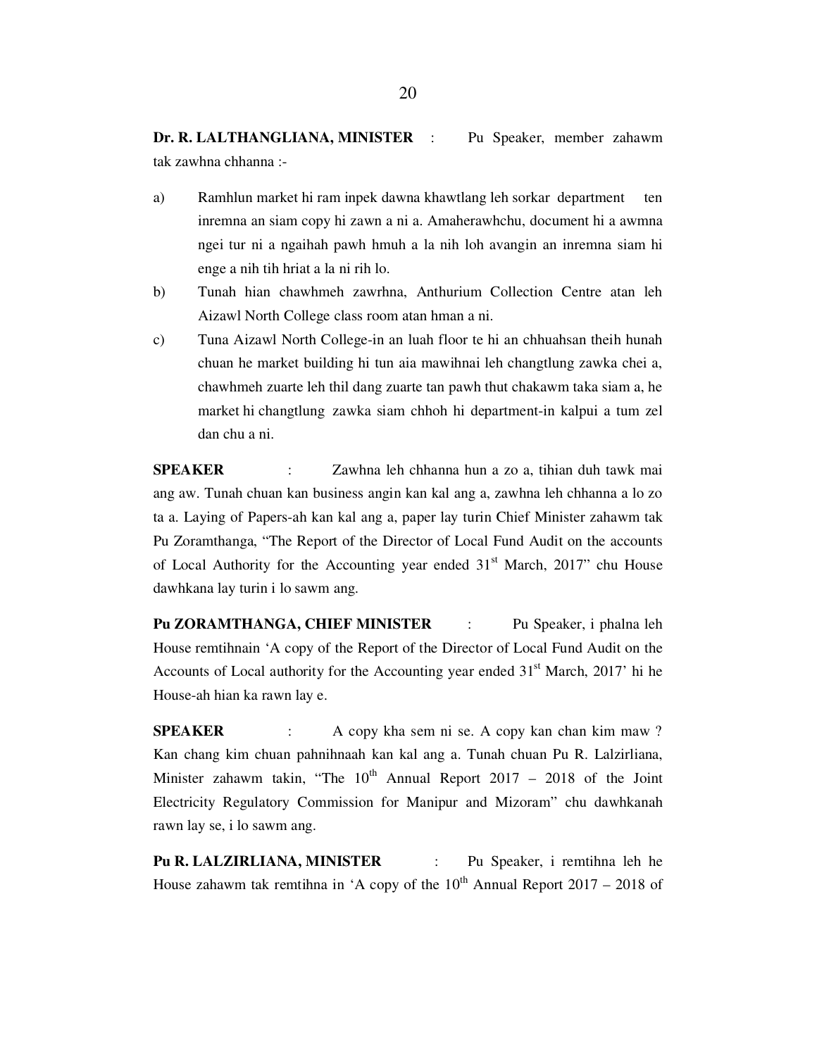**Dr. R. LALTHANGLIANA, MINISTER** : Pu Speaker, member zahawm tak zawhna chhanna :-

a) Ramhlun market hi ram inpek dawna khawtlang leh sorkar department ten inremna an siam copy hi zawn a ni a. Amaherawhchu, document hi a awmna ngei tur ni a ngaihah pawh hmuh a la nih loh avangin an inremna siam hi enge a nih tih hriat a la ni rih lo.

b) Tunah hian chawhmeh zawrhna, Anthurium Collection Centre atan leh Aizawl North College class room atan hman a ni.

c) Tuna Aizawl North College-in an luah floor te hi an chhuahsan theih hunah chuan he market building hi tun aia mawihnai leh changtlung zawka chei a, chawhmeh zuarte leh thil dang zuarte tan pawh thut chakawm taka siam a, he market hi changtlung zawka siam chhoh hi department-in kalpui a tum zel dan chu a ni.

**SPEAKER** : Zawhna leh chhanna hun a zo a, tihian duh tawk mai ang aw. Tunah chuan kan business angin kan kal ang a, zawhna leh chhanna a lo zo ta a. Laying of Papers-ah kan kal ang a, paper lay turin Chief Minister zahawm tak Pu Zoramthanga, "The Report of the Director of Local Fund Audit on the accounts of Local Authority for the Accounting year ended 31st March, 2017" chu House dawhkana lay turin i lo sawm ang.

**Pu ZORAMTHANGA, CHIEF MINISTER** : Pu Speaker, i phalna leh House remtihnain 'A copy of the Report of the Director of Local Fund Audit on the Accounts of Local authority for the Accounting year ended 31st March, 2017' hi he House-ah hian ka rawn lay e.

**SPEAKER** : A copy kha sem ni se. A copy kan chan kim maw ? Kan chang kim chuan pahnihnaah kan kal ang a. Tunah chuan Pu R. Lalzirliana, Minister zahawm takin, "The 10th Annual Report 2017 – 2018 of the Joint Electricity Regulatory Commission for Manipur and Mizoram" chu dawhkanah rawn lay se, i lo sawm ang.

**Pu R. LALZIRLIANA, MINISTER** : Pu Speaker, i remtihna leh he House zahawm tak remtihna in 'A copy of the 10th Annual Report 2017 – 2018 of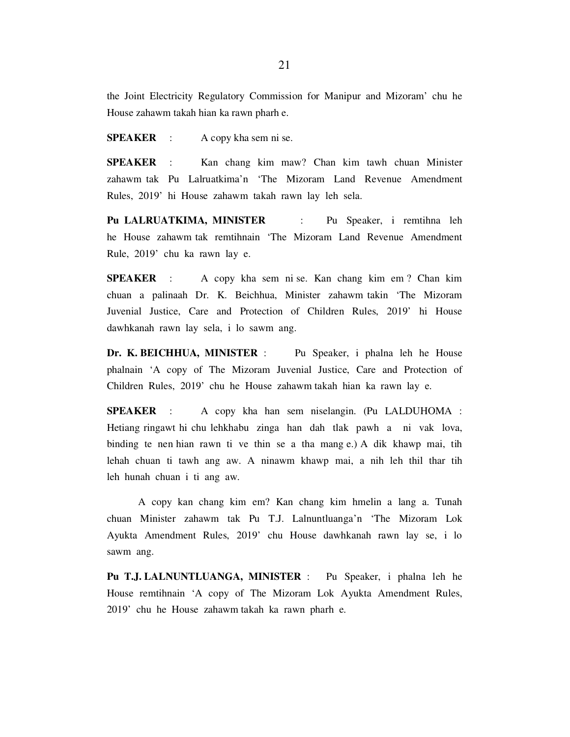the Joint Electricity Regulatory Commission for Manipur and Mizoram' chu he House zahawm takah hian ka rawn pharh e.

**SPEAKER** : A copy kha sem ni se.

**SPEAKER** : Kan chang kim maw? Chan kim tawh chuan Minister zahawm tak Pu Lalruatkima'n 'The Mizoram Land Revenue Amendment Rules, 2019' hi House zahawm takah rawn lay leh sela.

**Pu LALRUATKIMA, MINISTER** : Pu Speaker, i remtihna leh he House zahawm tak remtihnain 'The Mizoram Land Revenue Amendment Rule, 2019' chu ka rawn lay e.

**SPEAKER** : A copy kha sem ni se. Kan chang kim em ? Chan kim chuan a palinaah Dr. K. Beichhua, Minister zahawm takin 'The Mizoram Juvenial Justice, Care and Protection of Children Rules, 2019' hi House dawhkanah rawn lay sela, i lo sawm ang.

**Dr. K. BEICHHUA, MINISTER** : Pu Speaker, i phalna leh he House phalnain 'A copy of The Mizoram Juvenial Justice, Care and Protection of Children Rules, 2019' chu he House zahawm takah hian ka rawn lay e.

**SPEAKER** : A copy kha han sem niselangin. (Pu LALDUHOMA : Hetiang ringawt hi chu lehkhabu zinga han dah tlak pawh a ni vak lova, binding te nen hian rawn ti ve thin se a tha mang e.) A dik khawp mai, tih lehah chuan ti tawh ang aw. A ninawm khawp mai, a nih leh thil thar tih leh hunah chuan i ti ang aw.

A copy kan chang kim em? Kan chang kim hmelin a lang a. Tunah chuan Minister zahawm tak Pu T.J. Lalnuntluanga'n 'The Mizoram Lok Ayukta Amendment Rules, 2019' chu House dawhkanah rawn lay se, i lo sawm ang.

**Pu T.J. LALNUNTLUANGA, MINISTER** : Pu Speaker, i phalna leh he House remtihnain 'A copy of The Mizoram Lok Ayukta Amendment Rules, 2019' chu he House zahawm takah ka rawn pharh e.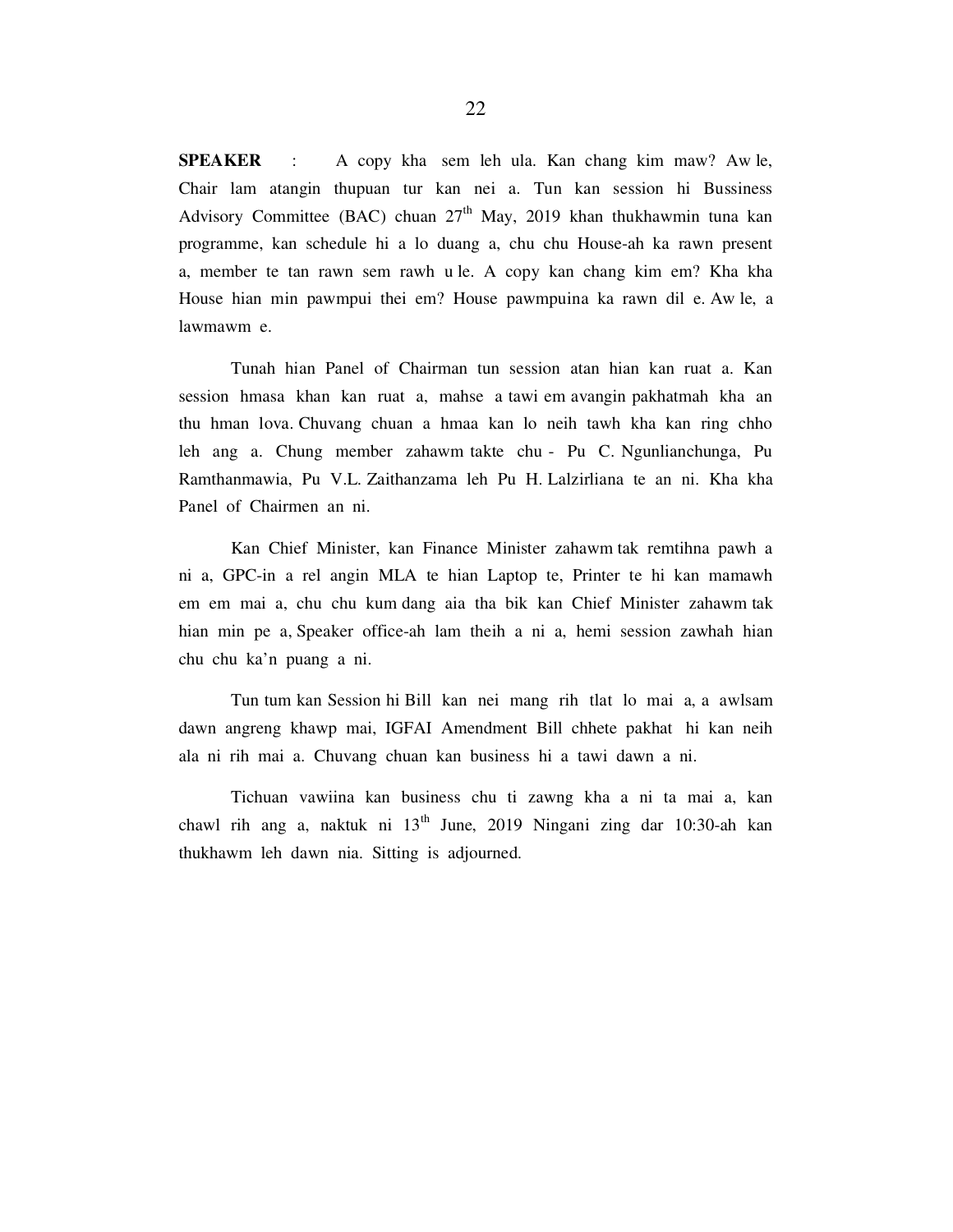**SPEAKER** : A copy kha sem leh ula. Kan chang kim maw? Aw le, Chair lam atangin thupuan tur kan nei a. Tun kan session hi Bussiness Advisory Committee (BAC) chuan 27th May, 2019 khan thukhawmin tuna kan programme, kan schedule hi a lo duang a, chu chu House-ah ka rawn present a, member te tan rawn sem rawh u le. A copy kan chang kim em? Kha kha House hian min pawmpui thei em? House pawmpuina ka rawn dil e. Aw le, a lawmawm e.

Tunah hian Panel of Chairman tun session atan hian kan ruat a. Kan session hmasa khan kan ruat a, mahse a tawi em avangin pakhatmah kha an thu hman lova. Chuvang chuan a hmaa kan lo neih tawh kha kan ring chho leh ang a. Chung member zahawm takte chu - Pu C. Ngunlianchunga, Pu Ramthanmawia, Pu V.L. Zaithanzama leh Pu H. Lalzirliana te an ni. Kha kha Panel of Chairmen an ni.

Kan Chief Minister, kan Finance Minister zahawm tak remtihna pawh a ni a, GPC-in a rel angin MLA te hian Laptop te, Printer te hi kan mamawh em em mai a, chu chu kum dang aia tha bik kan Chief Minister zahawm tak hian min pe a, Speaker office-ah lam theih a ni a, hemi session zawhah hian chu chu ka'n puang a ni.

Tun tum kan Session hi Bill kan nei mang rih tlat lo mai a, a awlsam dawn angreng khawp mai, IGFAI Amendment Bill chhete pakhat hi kan neih ala ni rih mai a. Chuvang chuan kan business hi a tawi dawn a ni.

Tichuan vawiina kan business chu ti zawng kha a ni ta mai a, kan chawl rih ang a, naktuk ni 13th June, 2019 Ningani zing dar 10:30-ah kan thukhawm leh dawn nia. Sitting is adjourned.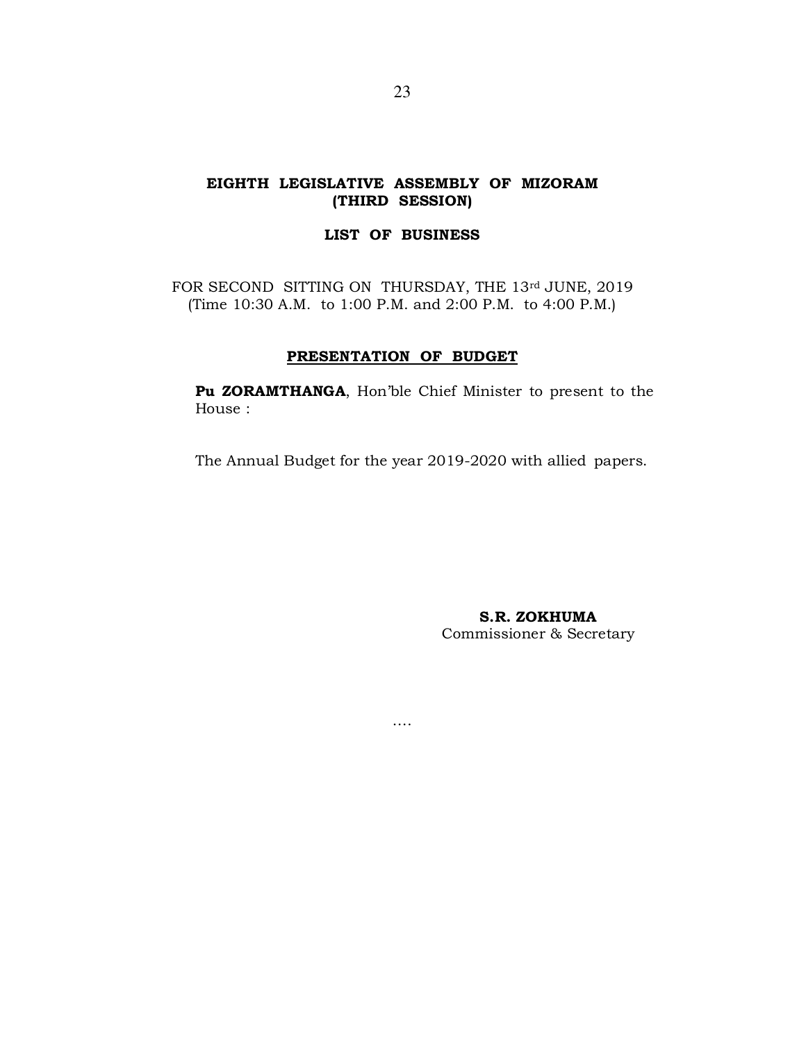**EIGHTH LEGISLATIVE ASSEMBLY OF MIZORAM**
**(THIRD SESSION)**

**LIST OF BUSINESS**

FOR SECOND SITTING ON THURSDAY, THE 13rd JUNE, 2019
(Time 10:30 A.M. to 1:00 P.M. and 2:00 P.M. to 4:00 P.M.)

**PRESENTATION OF BUDGET**

**Pu ZORAMTHANGA**, Hon'ble Chief Minister to present to the House :

The Annual Budget for the year 2019-2020 with allied papers.

**S.R. ZOKHUMA**
Commissioner & Secretary

....